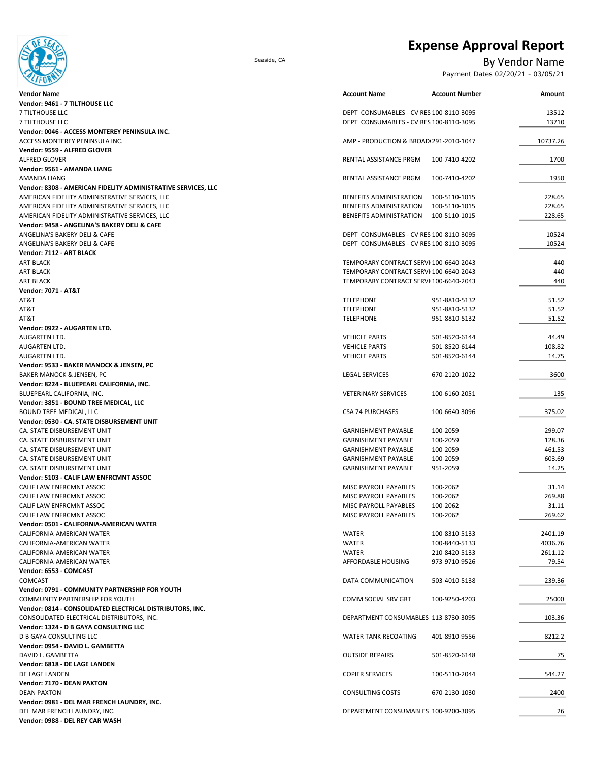# Expense Approval Report

Seaside, CA

## By Vendor Name

Payment Dates 02/20/21 - 03/05/21

| Vendor Name | Account Name | Account Number | Amount |
|---|---|---|---|
| **Vendor: 9461 - 7 TILTHOUSE LLC** | | | |
| 7 TILTHOUSE LLC | DEPT CONSUMABLES - CV RES | 100-8110-3095 | 13512 |
| 7 TILTHOUSE LLC | DEPT CONSUMABLES - CV RES | 100-8110-3095 | 13710 |
| **Vendor: 0046 - ACCESS MONTEREY PENINSULA INC.** | | | |
| ACCESS MONTEREY PENINSULA INC. | AMP - PRODUCTION & BROADI | 291-2010-1047 | 10737.26 |
| **Vendor: 9559 - ALFRED GLOVER** | | | |
| ALFRED GLOVER | RENTAL ASSISTANCE PRGM | 100-7410-4202 | 1700 |
| **Vendor: 9561 - AMANDA LIANG** | | | |
| AMANDA LIANG | RENTAL ASSISTANCE PRGM | 100-7410-4202 | 1950 |
| **Vendor: 8308 - AMERICAN FIDELITY ADMINISTRATIVE SERVICES, LLC** | | | |
| AMERICAN FIDELITY ADMINISTRATIVE SERVICES, LLC | BENEFITS ADMINISTRATION | 100-5110-1015 | 228.65 |
| AMERICAN FIDELITY ADMINISTRATIVE SERVICES, LLC | BENEFITS ADMINISTRATION | 100-5110-1015 | 228.65 |
| AMERICAN FIDELITY ADMINISTRATIVE SERVICES, LLC | BENEFITS ADMINISTRATION | 100-5110-1015 | 228.65 |
| **Vendor: 9458 - ANGELINA'S BAKERY DELI & CAFE** | | | |
| ANGELINA'S BAKERY DELI & CAFE | DEPT CONSUMABLES - CV RES | 100-8110-3095 | 10524 |
| ANGELINA'S BAKERY DELI & CAFE | DEPT CONSUMABLES - CV RES | 100-8110-3095 | 10524 |
| **Vendor: 7112 - ART BLACK** | | | |
| ART BLACK | TEMPORARY CONTRACT SERVI | 100-6640-2043 | 440 |
| ART BLACK | TEMPORARY CONTRACT SERVI | 100-6640-2043 | 440 |
| ART BLACK | TEMPORARY CONTRACT SERVI | 100-6640-2043 | 440 |
| **Vendor: 7071 - AT&T** | | | |
| AT&T | TELEPHONE | 951-8810-5132 | 51.52 |
| AT&T | TELEPHONE | 951-8810-5132 | 51.52 |
| AT&T | TELEPHONE | 951-8810-5132 | 51.52 |
| **Vendor: 0922 - AUGARTEN LTD.** | | | |
| AUGARTEN LTD. | VEHICLE PARTS | 501-8520-6144 | 44.49 |
| AUGARTEN LTD. | VEHICLE PARTS | 501-8520-6144 | 108.82 |
| AUGARTEN LTD. | VEHICLE PARTS | 501-8520-6144 | 14.75 |
| **Vendor: 9533 - BAKER MANOCK & JENSEN, PC** | | | |
| BAKER MANOCK & JENSEN, PC | LEGAL SERVICES | 670-2120-1022 | 3600 |
| **Vendor: 8224 - BLUEPEARL CALIFORNIA, INC.** | | | |
| BLUEPEARL CALIFORNIA, INC. | VETERINARY SERVICES | 100-6160-2051 | 135 |
| **Vendor: 3851 - BOUND TREE MEDICAL, LLC** | | | |
| BOUND TREE MEDICAL, LLC | CSA 74 PURCHASES | 100-6640-3096 | 375.02 |
| **Vendor: 0530 - CA. STATE DISBURSEMENT UNIT** | | | |
| CA. STATE DISBURSEMENT UNIT | GARNISHMENT PAYABLE | 100-2059 | 299.07 |
| CA. STATE DISBURSEMENT UNIT | GARNISHMENT PAYABLE | 100-2059 | 128.36 |
| CA. STATE DISBURSEMENT UNIT | GARNISHMENT PAYABLE | 100-2059 | 461.53 |
| CA. STATE DISBURSEMENT UNIT | GARNISHMENT PAYABLE | 100-2059 | 603.69 |
| CA. STATE DISBURSEMENT UNIT | GARNISHMENT PAYABLE | 951-2059 | 14.25 |
| **Vendor: 5103 - CALIF LAW ENFRCMNT ASSOC** | | | |
| CALIF LAW ENFRCMNT ASSOC | MISC PAYROLL PAYABLES | 100-2062 | 31.14 |
| CALIF LAW ENFRCMNT ASSOC | MISC PAYROLL PAYABLES | 100-2062 | 269.88 |
| CALIF LAW ENFRCMNT ASSOC | MISC PAYROLL PAYABLES | 100-2062 | 31.11 |
| CALIF LAW ENFRCMNT ASSOC | MISC PAYROLL PAYABLES | 100-2062 | 269.62 |
| **Vendor: 0501 - CALIFORNIA-AMERICAN WATER** | | | |
| CALIFORNIA-AMERICAN WATER | WATER | 100-8310-5133 | 2401.19 |
| CALIFORNIA-AMERICAN WATER | WATER | 100-8440-5133 | 4036.76 |
| CALIFORNIA-AMERICAN WATER | WATER | 210-8420-5133 | 2611.12 |
| CALIFORNIA-AMERICAN WATER | AFFORDABLE HOUSING | 973-9710-9526 | 79.54 |
| **Vendor: 6553 - COMCAST** | | | |
| COMCAST | DATA COMMUNICATION | 503-4010-5138 | 239.36 |
| **Vendor: 0791 - COMMUNITY PARTNERSHIP FOR YOUTH** | | | |
| COMMUNITY PARTNERSHIP FOR YOUTH | COMM SOCIAL SRV GRT | 100-9250-4203 | 25000 |
| **Vendor: 0814 - CONSOLIDATED ELECTRICAL DISTRIBUTORS, INC.** | | | |
| CONSOLIDATED ELECTRICAL DISTRIBUTORS, INC. | DEPARTMENT CONSUMABLES | 113-8730-3095 | 103.36 |
| **Vendor: 1324 - D B GAYA CONSULTING LLC** | | | |
| D B GAYA CONSULTING LLC | WATER TANK RECOATING | 401-8910-9556 | 8212.2 |
| **Vendor: 0954 - DAVID L. GAMBETTA** | | | |
| DAVID L. GAMBETTA | OUTSIDE REPAIRS | 501-8520-6148 | 75 |
| **Vendor: 6818 - DE LAGE LANDEN** | | | |
| DE LAGE LANDEN | COPIER SERVICES | 100-5110-2044 | 544.27 |
| **Vendor: 7170 - DEAN PAXTON** | | | |
| DEAN PAXTON | CONSULTING COSTS | 670-2130-1030 | 2400 |
| **Vendor: 0981 - DEL MAR FRENCH LAUNDRY, INC.** | | | |
| DEL MAR FRENCH LAUNDRY, INC. | DEPARTMENT CONSUMABLES | 100-9200-3095 | 26 |
| **Vendor: 0988 - DEL REY CAR WASH** | | | |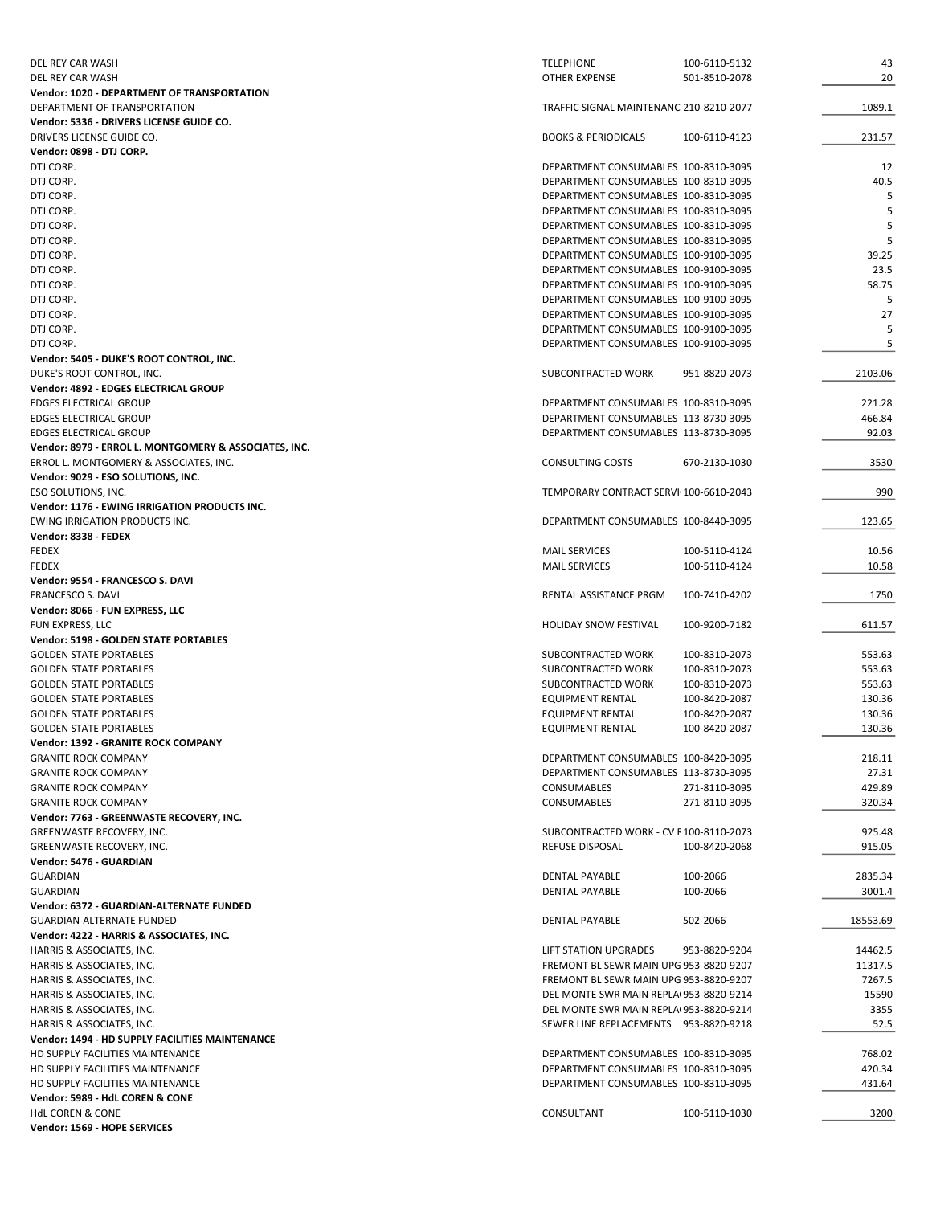| Vendor / Payee | Description | Account | Amount |
|---|---|---|---|
| DEL REY CAR WASH | TELEPHONE | 100-6110-5132 | 43 |
| DEL REY CAR WASH | OTHER EXPENSE | 501-8510-2078 | 20 |
| **Vendor: 1020 - DEPARTMENT OF TRANSPORTATION** | | | |
| DEPARTMENT OF TRANSPORTATION | TRAFFIC SIGNAL MAINTENANC | 210-8210-2077 | 1089.1 |
| **Vendor: 5336 - DRIVERS LICENSE GUIDE CO.** | | | |
| DRIVERS LICENSE GUIDE CO. | BOOKS & PERIODICALS | 100-6110-4123 | 231.57 |
| **Vendor: 0898 - DTJ CORP.** | | | |
| DTJ CORP. | DEPARTMENT CONSUMABLES | 100-8310-3095 | 12 |
| DTJ CORP. | DEPARTMENT CONSUMABLES | 100-8310-3095 | 40.5 |
| DTJ CORP. | DEPARTMENT CONSUMABLES | 100-8310-3095 | 5 |
| DTJ CORP. | DEPARTMENT CONSUMABLES | 100-8310-3095 | 5 |
| DTJ CORP. | DEPARTMENT CONSUMABLES | 100-8310-3095 | 5 |
| DTJ CORP. | DEPARTMENT CONSUMABLES | 100-8310-3095 | 5 |
| DTJ CORP. | DEPARTMENT CONSUMABLES | 100-9100-3095 | 39.25 |
| DTJ CORP. | DEPARTMENT CONSUMABLES | 100-9100-3095 | 23.5 |
| DTJ CORP. | DEPARTMENT CONSUMABLES | 100-9100-3095 | 58.75 |
| DTJ CORP. | DEPARTMENT CONSUMABLES | 100-9100-3095 | 5 |
| DTJ CORP. | DEPARTMENT CONSUMABLES | 100-9100-3095 | 27 |
| DTJ CORP. | DEPARTMENT CONSUMABLES | 100-9100-3095 | 5 |
| DTJ CORP. | DEPARTMENT CONSUMABLES | 100-9100-3095 | 5 |
| **Vendor: 5405 - DUKE'S ROOT CONTROL, INC.** | | | |
| DUKE'S ROOT CONTROL, INC. | SUBCONTRACTED WORK | 951-8820-2073 | 2103.06 |
| **Vendor: 4892 - EDGES ELECTRICAL GROUP** | | | |
| EDGES ELECTRICAL GROUP | DEPARTMENT CONSUMABLES | 100-8310-3095 | 221.28 |
| EDGES ELECTRICAL GROUP | DEPARTMENT CONSUMABLES | 113-8730-3095 | 466.84 |
| EDGES ELECTRICAL GROUP | DEPARTMENT CONSUMABLES | 113-8730-3095 | 92.03 |
| **Vendor: 8979 - ERROL L. MONTGOMERY & ASSOCIATES, INC.** | | | |
| ERROL L. MONTGOMERY & ASSOCIATES, INC. | CONSULTING COSTS | 670-2130-1030 | 3530 |
| **Vendor: 9029 - ESO SOLUTIONS, INC.** | | | |
| ESO SOLUTIONS, INC. | TEMPORARY CONTRACT SERVI | 100-6610-2043 | 990 |
| **Vendor: 1176 - EWING IRRIGATION PRODUCTS INC.** | | | |
| EWING IRRIGATION PRODUCTS INC. | DEPARTMENT CONSUMABLES | 100-8440-3095 | 123.65 |
| **Vendor: 8338 - FEDEX** | | | |
| FEDEX | MAIL SERVICES | 100-5110-4124 | 10.56 |
| FEDEX | MAIL SERVICES | 100-5110-4124 | 10.58 |
| **Vendor: 9554 - FRANCESCO S. DAVI** | | | |
| FRANCESCO S. DAVI | RENTAL ASSISTANCE PRGM | 100-7410-4202 | 1750 |
| **Vendor: 8066 - FUN EXPRESS, LLC** | | | |
| FUN EXPRESS, LLC | HOLIDAY SNOW FESTIVAL | 100-9200-7182 | 611.57 |
| **Vendor: 5198 - GOLDEN STATE PORTABLES** | | | |
| GOLDEN STATE PORTABLES | SUBCONTRACTED WORK | 100-8310-2073 | 553.63 |
| GOLDEN STATE PORTABLES | SUBCONTRACTED WORK | 100-8310-2073 | 553.63 |
| GOLDEN STATE PORTABLES | SUBCONTRACTED WORK | 100-8310-2073 | 553.63 |
| GOLDEN STATE PORTABLES | EQUIPMENT RENTAL | 100-8420-2087 | 130.36 |
| GOLDEN STATE PORTABLES | EQUIPMENT RENTAL | 100-8420-2087 | 130.36 |
| GOLDEN STATE PORTABLES | EQUIPMENT RENTAL | 100-8420-2087 | 130.36 |
| **Vendor: 1392 - GRANITE ROCK COMPANY** | | | |
| GRANITE ROCK COMPANY | DEPARTMENT CONSUMABLES | 100-8420-3095 | 218.11 |
| GRANITE ROCK COMPANY | DEPARTMENT CONSUMABLES | 113-8730-3095 | 27.31 |
| GRANITE ROCK COMPANY | CONSUMABLES | 271-8110-3095 | 429.89 |
| GRANITE ROCK COMPANY | CONSUMABLES | 271-8110-3095 | 320.34 |
| **Vendor: 7763 - GREENWASTE RECOVERY, INC.** | | | |
| GREENWASTE RECOVERY, INC. | SUBCONTRACTED WORK - CV F | 100-8110-2073 | 925.48 |
| GREENWASTE RECOVERY, INC. | REFUSE DISPOSAL | 100-8420-2068 | 915.05 |
| **Vendor: 5476 - GUARDIAN** | | | |
| GUARDIAN | DENTAL PAYABLE | 100-2066 | 2835.34 |
| GUARDIAN | DENTAL PAYABLE | 100-2066 | 3001.4 |
| **Vendor: 6372 - GUARDIAN-ALTERNATE FUNDED** | | | |
| GUARDIAN-ALTERNATE FUNDED | DENTAL PAYABLE | 502-2066 | 18553.69 |
| **Vendor: 4222 - HARRIS & ASSOCIATES, INC.** | | | |
| HARRIS & ASSOCIATES, INC. | LIFT STATION UPGRADES | 953-8820-9204 | 14462.5 |
| HARRIS & ASSOCIATES, INC. | FREMONT BL SEWR MAIN UPG | 953-8820-9207 | 11317.5 |
| HARRIS & ASSOCIATES, INC. | FREMONT BL SEWR MAIN UPG | 953-8820-9207 | 7267.5 |
| HARRIS & ASSOCIATES, INC. | DEL MONTE SWR MAIN REPLA | 953-8820-9214 | 15590 |
| HARRIS & ASSOCIATES, INC. | DEL MONTE SWR MAIN REPLA | 953-8820-9214 | 3355 |
| HARRIS & ASSOCIATES, INC. | SEWER LINE REPLACEMENTS | 953-8820-9218 | 52.5 |
| **Vendor: 1494 - HD SUPPLY FACILITIES MAINTENANCE** | | | |
| HD SUPPLY FACILITIES MAINTENANCE | DEPARTMENT CONSUMABLES | 100-8310-3095 | 768.02 |
| HD SUPPLY FACILITIES MAINTENANCE | DEPARTMENT CONSUMABLES | 100-8310-3095 | 420.34 |
| HD SUPPLY FACILITIES MAINTENANCE | DEPARTMENT CONSUMABLES | 100-8310-3095 | 431.64 |
| **Vendor: 5989 - HdL COREN & CONE** | | | |
| HdL COREN & CONE | CONSULTANT | 100-5110-1030 | 3200 |
| **Vendor: 1569 - HOPE SERVICES** | | | |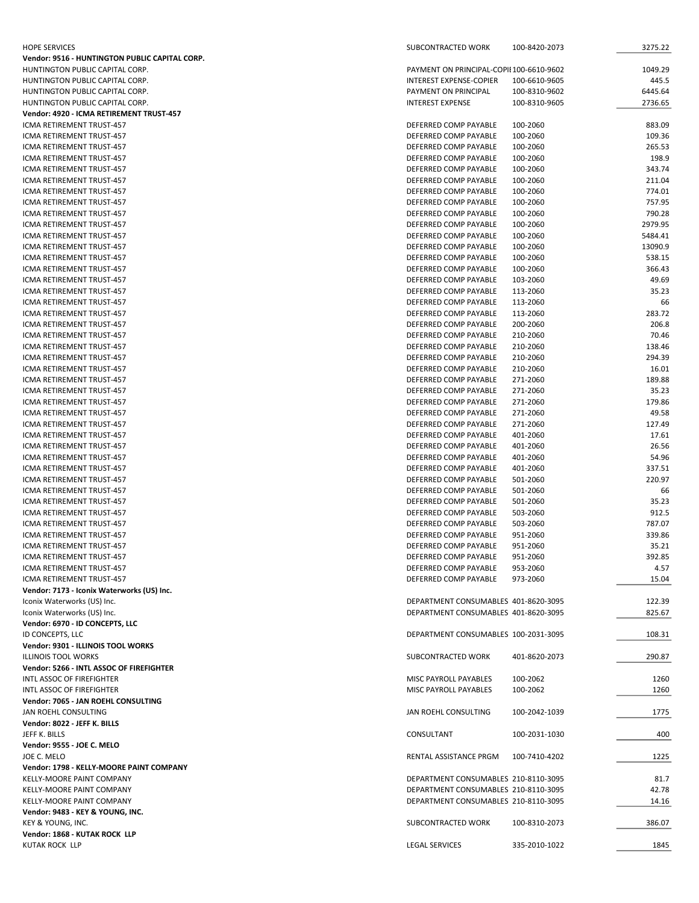| | | | |
|---|---|---|---|
| HOPE SERVICES | SUBCONTRACTED WORK | 100-8420-2073 | 3275.22 |
| **Vendor: 9516 - HUNTINGTON PUBLIC CAPITAL CORP.** | | | |
| HUNTINGTON PUBLIC CAPITAL CORP. | PAYMENT ON PRINCIPAL-COPII | 100-6610-9602 | 1049.29 |
| HUNTINGTON PUBLIC CAPITAL CORP. | INTEREST EXPENSE-COPIER | 100-6610-9605 | 445.5 |
| HUNTINGTON PUBLIC CAPITAL CORP. | PAYMENT ON PRINCIPAL | 100-8310-9602 | 6445.64 |
| HUNTINGTON PUBLIC CAPITAL CORP. | INTEREST EXPENSE | 100-8310-9605 | 2736.65 |
| **Vendor: 4920 - ICMA RETIREMENT TRUST-457** | | | |
| ICMA RETIREMENT TRUST-457 | DEFERRED COMP PAYABLE | 100-2060 | 883.09 |
| ICMA RETIREMENT TRUST-457 | DEFERRED COMP PAYABLE | 100-2060 | 109.36 |
| ICMA RETIREMENT TRUST-457 | DEFERRED COMP PAYABLE | 100-2060 | 265.53 |
| ICMA RETIREMENT TRUST-457 | DEFERRED COMP PAYABLE | 100-2060 | 198.9 |
| ICMA RETIREMENT TRUST-457 | DEFERRED COMP PAYABLE | 100-2060 | 343.74 |
| ICMA RETIREMENT TRUST-457 | DEFERRED COMP PAYABLE | 100-2060 | 211.04 |
| ICMA RETIREMENT TRUST-457 | DEFERRED COMP PAYABLE | 100-2060 | 774.01 |
| ICMA RETIREMENT TRUST-457 | DEFERRED COMP PAYABLE | 100-2060 | 757.95 |
| ICMA RETIREMENT TRUST-457 | DEFERRED COMP PAYABLE | 100-2060 | 790.28 |
| ICMA RETIREMENT TRUST-457 | DEFERRED COMP PAYABLE | 100-2060 | 2979.95 |
| ICMA RETIREMENT TRUST-457 | DEFERRED COMP PAYABLE | 100-2060 | 5484.41 |
| ICMA RETIREMENT TRUST-457 | DEFERRED COMP PAYABLE | 100-2060 | 13090.9 |
| ICMA RETIREMENT TRUST-457 | DEFERRED COMP PAYABLE | 100-2060 | 538.15 |
| ICMA RETIREMENT TRUST-457 | DEFERRED COMP PAYABLE | 100-2060 | 366.43 |
| ICMA RETIREMENT TRUST-457 | DEFERRED COMP PAYABLE | 103-2060 | 49.69 |
| ICMA RETIREMENT TRUST-457 | DEFERRED COMP PAYABLE | 113-2060 | 35.23 |
| ICMA RETIREMENT TRUST-457 | DEFERRED COMP PAYABLE | 113-2060 | 66 |
| ICMA RETIREMENT TRUST-457 | DEFERRED COMP PAYABLE | 113-2060 | 283.72 |
| ICMA RETIREMENT TRUST-457 | DEFERRED COMP PAYABLE | 200-2060 | 206.8 |
| ICMA RETIREMENT TRUST-457 | DEFERRED COMP PAYABLE | 210-2060 | 70.46 |
| ICMA RETIREMENT TRUST-457 | DEFERRED COMP PAYABLE | 210-2060 | 138.46 |
| ICMA RETIREMENT TRUST-457 | DEFERRED COMP PAYABLE | 210-2060 | 294.39 |
| ICMA RETIREMENT TRUST-457 | DEFERRED COMP PAYABLE | 210-2060 | 16.01 |
| ICMA RETIREMENT TRUST-457 | DEFERRED COMP PAYABLE | 271-2060 | 189.88 |
| ICMA RETIREMENT TRUST-457 | DEFERRED COMP PAYABLE | 271-2060 | 35.23 |
| ICMA RETIREMENT TRUST-457 | DEFERRED COMP PAYABLE | 271-2060 | 179.86 |
| ICMA RETIREMENT TRUST-457 | DEFERRED COMP PAYABLE | 271-2060 | 49.58 |
| ICMA RETIREMENT TRUST-457 | DEFERRED COMP PAYABLE | 271-2060 | 127.49 |
| ICMA RETIREMENT TRUST-457 | DEFERRED COMP PAYABLE | 401-2060 | 17.61 |
| ICMA RETIREMENT TRUST-457 | DEFERRED COMP PAYABLE | 401-2060 | 26.56 |
| ICMA RETIREMENT TRUST-457 | DEFERRED COMP PAYABLE | 401-2060 | 54.96 |
| ICMA RETIREMENT TRUST-457 | DEFERRED COMP PAYABLE | 401-2060 | 337.51 |
| ICMA RETIREMENT TRUST-457 | DEFERRED COMP PAYABLE | 501-2060 | 220.97 |
| ICMA RETIREMENT TRUST-457 | DEFERRED COMP PAYABLE | 501-2060 | 66 |
| ICMA RETIREMENT TRUST-457 | DEFERRED COMP PAYABLE | 501-2060 | 35.23 |
| ICMA RETIREMENT TRUST-457 | DEFERRED COMP PAYABLE | 503-2060 | 912.5 |
| ICMA RETIREMENT TRUST-457 | DEFERRED COMP PAYABLE | 503-2060 | 787.07 |
| ICMA RETIREMENT TRUST-457 | DEFERRED COMP PAYABLE | 951-2060 | 339.86 |
| ICMA RETIREMENT TRUST-457 | DEFERRED COMP PAYABLE | 951-2060 | 35.21 |
| ICMA RETIREMENT TRUST-457 | DEFERRED COMP PAYABLE | 951-2060 | 392.85 |
| ICMA RETIREMENT TRUST-457 | DEFERRED COMP PAYABLE | 953-2060 | 4.57 |
| ICMA RETIREMENT TRUST-457 | DEFERRED COMP PAYABLE | 973-2060 | 15.04 |
| **Vendor: 7173 - Iconix Waterworks (US) Inc.** | | | |
| Iconix Waterworks (US) Inc. | DEPARTMENT CONSUMABLES | 401-8620-3095 | 122.39 |
| Iconix Waterworks (US) Inc. | DEPARTMENT CONSUMABLES | 401-8620-3095 | 825.67 |
| **Vendor: 6970 - ID CONCEPTS, LLC** | | | |
| ID CONCEPTS, LLC | DEPARTMENT CONSUMABLES | 100-2031-3095 | 108.31 |
| **Vendor: 9301 - ILLINOIS TOOL WORKS** | | | |
| ILLINOIS TOOL WORKS | SUBCONTRACTED WORK | 401-8620-2073 | 290.87 |
| **Vendor: 5266 - INTL ASSOC OF FIREFIGHTER** | | | |
| INTL ASSOC OF FIREFIGHTER | MISC PAYROLL PAYABLES | 100-2062 | 1260 |
| INTL ASSOC OF FIREFIGHTER | MISC PAYROLL PAYABLES | 100-2062 | 1260 |
| **Vendor: 7065 - JAN ROEHL CONSULTING** | | | |
| JAN ROEHL CONSULTING | JAN ROEHL CONSULTING | 100-2042-1039 | 1775 |
| **Vendor: 8022 - JEFF K. BILLS** | | | |
| JEFF K. BILLS | CONSULTANT | 100-2031-1030 | 400 |
| **Vendor: 9555 - JOE C. MELO** | | | |
| JOE C. MELO | RENTAL ASSISTANCE PRGM | 100-7410-4202 | 1225 |
| **Vendor: 1798 - KELLY-MOORE PAINT COMPANY** | | | |
| KELLY-MOORE PAINT COMPANY | DEPARTMENT CONSUMABLES | 210-8110-3095 | 81.7 |
| KELLY-MOORE PAINT COMPANY | DEPARTMENT CONSUMABLES | 210-8110-3095 | 42.78 |
| KELLY-MOORE PAINT COMPANY | DEPARTMENT CONSUMABLES | 210-8110-3095 | 14.16 |
| **Vendor: 9483 - KEY & YOUNG, INC.** | | | |
| KEY & YOUNG, INC. | SUBCONTRACTED WORK | 100-8310-2073 | 386.07 |
| **Vendor: 1868 - KUTAK ROCK LLP** | | | |
| KUTAK ROCK LLP | LEGAL SERVICES | 335-2010-1022 | 1845 |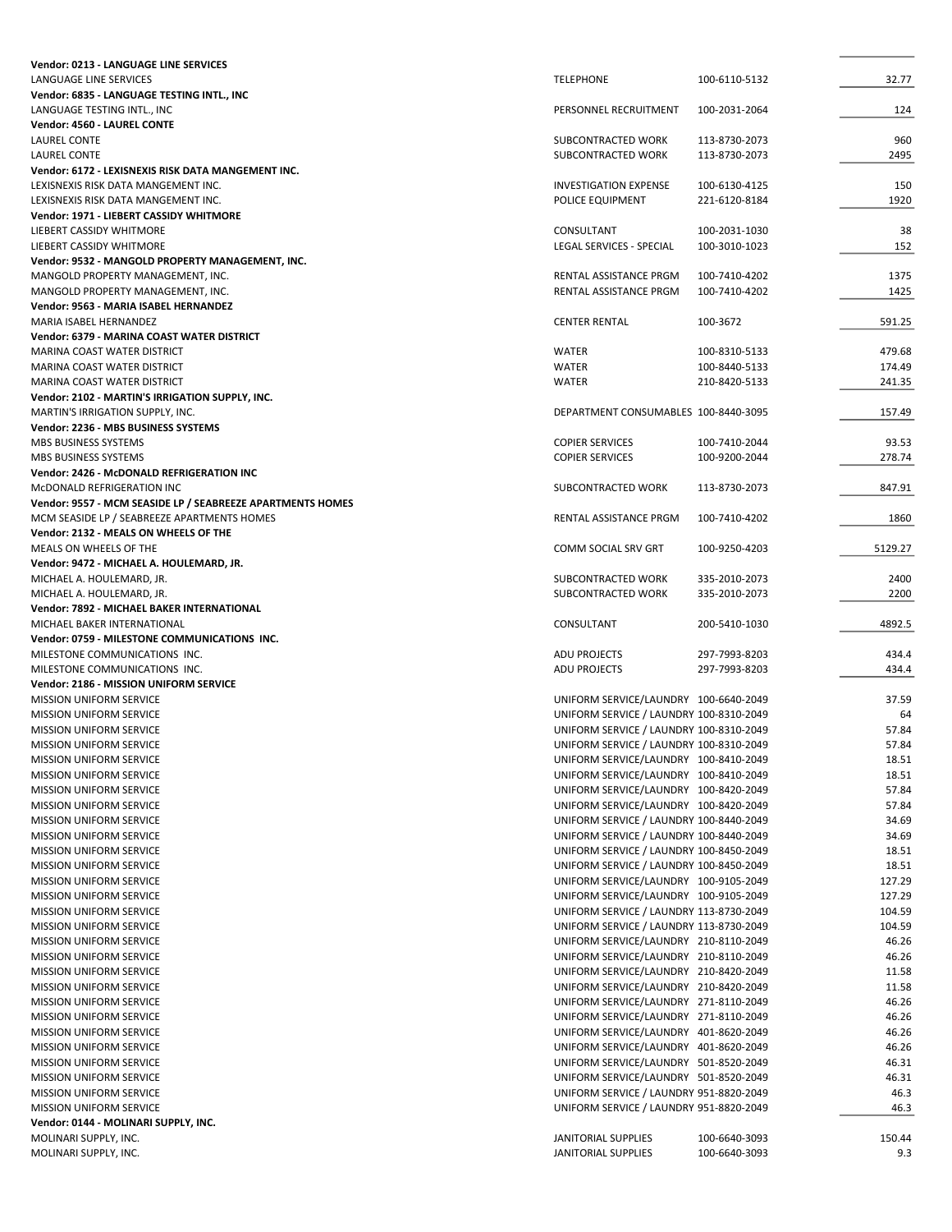| | | | |
|---|---|---|---|
| **Vendor: 0213 - LANGUAGE LINE SERVICES** | | | |
| LANGUAGE LINE SERVICES | TELEPHONE | 100-6110-5132 | 32.77 |
| **Vendor: 6835 - LANGUAGE TESTING INTL., INC** | | | |
| LANGUAGE TESTING INTL., INC | PERSONNEL RECRUITMENT | 100-2031-2064 | 124 |
| **Vendor: 4560 - LAUREL CONTE** | | | |
| LAUREL CONTE | SUBCONTRACTED WORK | 113-8730-2073 | 960 |
| LAUREL CONTE | SUBCONTRACTED WORK | 113-8730-2073 | 2495 |
| **Vendor: 6172 - LEXISNEXIS RISK DATA MANGEMENT INC.** | | | |
| LEXISNEXIS RISK DATA MANGEMENT INC. | INVESTIGATION EXPENSE | 100-6130-4125 | 150 |
| LEXISNEXIS RISK DATA MANGEMENT INC. | POLICE EQUIPMENT | 221-6120-8184 | 1920 |
| **Vendor: 1971 - LIEBERT CASSIDY WHITMORE** | | | |
| LIEBERT CASSIDY WHITMORE | CONSULTANT | 100-2031-1030 | 38 |
| LIEBERT CASSIDY WHITMORE | LEGAL SERVICES - SPECIAL | 100-3010-1023 | 152 |
| **Vendor: 9532 - MANGOLD PROPERTY MANAGEMENT, INC.** | | | |
| MANGOLD PROPERTY MANAGEMENT, INC. | RENTAL ASSISTANCE PRGM | 100-7410-4202 | 1375 |
| MANGOLD PROPERTY MANAGEMENT, INC. | RENTAL ASSISTANCE PRGM | 100-7410-4202 | 1425 |
| **Vendor: 9563 - MARIA ISABEL HERNANDEZ** | | | |
| MARIA ISABEL HERNANDEZ | CENTER RENTAL | 100-3672 | 591.25 |
| **Vendor: 6379 - MARINA COAST WATER DISTRICT** | | | |
| MARINA COAST WATER DISTRICT | WATER | 100-8310-5133 | 479.68 |
| MARINA COAST WATER DISTRICT | WATER | 100-8440-5133 | 174.49 |
| MARINA COAST WATER DISTRICT | WATER | 210-8420-5133 | 241.35 |
| **Vendor: 2102 - MARTIN'S IRRIGATION SUPPLY, INC.** | | | |
| MARTIN'S IRRIGATION SUPPLY, INC. | DEPARTMENT CONSUMABLES | 100-8440-3095 | 157.49 |
| **Vendor: 2236 - MBS BUSINESS SYSTEMS** | | | |
| MBS BUSINESS SYSTEMS | COPIER SERVICES | 100-7410-2044 | 93.53 |
| MBS BUSINESS SYSTEMS | COPIER SERVICES | 100-9200-2044 | 278.74 |
| **Vendor: 2426 - McDONALD REFRIGERATION INC** | | | |
| McDONALD REFRIGERATION INC | SUBCONTRACTED WORK | 113-8730-2073 | 847.91 |
| **Vendor: 9557 - MCM SEASIDE LP / SEABREEZE APARTMENTS HOMES** | | | |
| MCM SEASIDE LP / SEABREEZE APARTMENTS HOMES | RENTAL ASSISTANCE PRGM | 100-7410-4202 | 1860 |
| **Vendor: 2132 - MEALS ON WHEELS OF THE** | | | |
| MEALS ON WHEELS OF THE | COMM SOCIAL SRV GRT | 100-9250-4203 | 5129.27 |
| **Vendor: 9472 - MICHAEL A. HOULEMARD, JR.** | | | |
| MICHAEL A. HOULEMARD, JR. | SUBCONTRACTED WORK | 335-2010-2073 | 2400 |
| MICHAEL A. HOULEMARD, JR. | SUBCONTRACTED WORK | 335-2010-2073 | 2200 |
| **Vendor: 7892 - MICHAEL BAKER INTERNATIONAL** | | | |
| MICHAEL BAKER INTERNATIONAL | CONSULTANT | 200-5410-1030 | 4892.5 |
| **Vendor: 0759 - MILESTONE COMMUNICATIONS INC.** | | | |
| MILESTONE COMMUNICATIONS INC. | ADU PROJECTS | 297-7993-8203 | 434.4 |
| MILESTONE COMMUNICATIONS INC. | ADU PROJECTS | 297-7993-8203 | 434.4 |
| **Vendor: 2186 - MISSION UNIFORM SERVICE** | | | |
| MISSION UNIFORM SERVICE | UNIFORM SERVICE/LAUNDRY | 100-6640-2049 | 37.59 |
| MISSION UNIFORM SERVICE | UNIFORM SERVICE / LAUNDRY | 100-8310-2049 | 64 |
| MISSION UNIFORM SERVICE | UNIFORM SERVICE / LAUNDRY | 100-8310-2049 | 57.84 |
| MISSION UNIFORM SERVICE | UNIFORM SERVICE / LAUNDRY | 100-8310-2049 | 57.84 |
| MISSION UNIFORM SERVICE | UNIFORM SERVICE/LAUNDRY | 100-8410-2049 | 18.51 |
| MISSION UNIFORM SERVICE | UNIFORM SERVICE/LAUNDRY | 100-8410-2049 | 18.51 |
| MISSION UNIFORM SERVICE | UNIFORM SERVICE/LAUNDRY | 100-8420-2049 | 57.84 |
| MISSION UNIFORM SERVICE | UNIFORM SERVICE/LAUNDRY | 100-8420-2049 | 57.84 |
| MISSION UNIFORM SERVICE | UNIFORM SERVICE / LAUNDRY | 100-8440-2049 | 34.69 |
| MISSION UNIFORM SERVICE | UNIFORM SERVICE / LAUNDRY | 100-8440-2049 | 34.69 |
| MISSION UNIFORM SERVICE | UNIFORM SERVICE / LAUNDRY | 100-8450-2049 | 18.51 |
| MISSION UNIFORM SERVICE | UNIFORM SERVICE / LAUNDRY | 100-8450-2049 | 18.51 |
| MISSION UNIFORM SERVICE | UNIFORM SERVICE/LAUNDRY | 100-9105-2049 | 127.29 |
| MISSION UNIFORM SERVICE | UNIFORM SERVICE/LAUNDRY | 100-9105-2049 | 127.29 |
| MISSION UNIFORM SERVICE | UNIFORM SERVICE / LAUNDRY | 113-8730-2049 | 104.59 |
| MISSION UNIFORM SERVICE | UNIFORM SERVICE / LAUNDRY | 113-8730-2049 | 104.59 |
| MISSION UNIFORM SERVICE | UNIFORM SERVICE/LAUNDRY | 210-8110-2049 | 46.26 |
| MISSION UNIFORM SERVICE | UNIFORM SERVICE/LAUNDRY | 210-8110-2049 | 46.26 |
| MISSION UNIFORM SERVICE | UNIFORM SERVICE/LAUNDRY | 210-8420-2049 | 11.58 |
| MISSION UNIFORM SERVICE | UNIFORM SERVICE/LAUNDRY | 210-8420-2049 | 11.58 |
| MISSION UNIFORM SERVICE | UNIFORM SERVICE/LAUNDRY | 271-8110-2049 | 46.26 |
| MISSION UNIFORM SERVICE | UNIFORM SERVICE/LAUNDRY | 271-8110-2049 | 46.26 |
| MISSION UNIFORM SERVICE | UNIFORM SERVICE/LAUNDRY | 401-8620-2049 | 46.26 |
| MISSION UNIFORM SERVICE | UNIFORM SERVICE/LAUNDRY | 401-8620-2049 | 46.26 |
| MISSION UNIFORM SERVICE | UNIFORM SERVICE/LAUNDRY | 501-8520-2049 | 46.31 |
| MISSION UNIFORM SERVICE | UNIFORM SERVICE/LAUNDRY | 501-8520-2049 | 46.31 |
| MISSION UNIFORM SERVICE | UNIFORM SERVICE / LAUNDRY | 951-8820-2049 | 46.3 |
| MISSION UNIFORM SERVICE | UNIFORM SERVICE / LAUNDRY | 951-8820-2049 | 46.3 |
| **Vendor: 0144 - MOLINARI SUPPLY, INC.** | | | |
| MOLINARI SUPPLY, INC. | JANITORIAL SUPPLIES | 100-6640-3093 | 150.44 |
| MOLINARI SUPPLY, INC. | JANITORIAL SUPPLIES | 100-6640-3093 | 9.3 |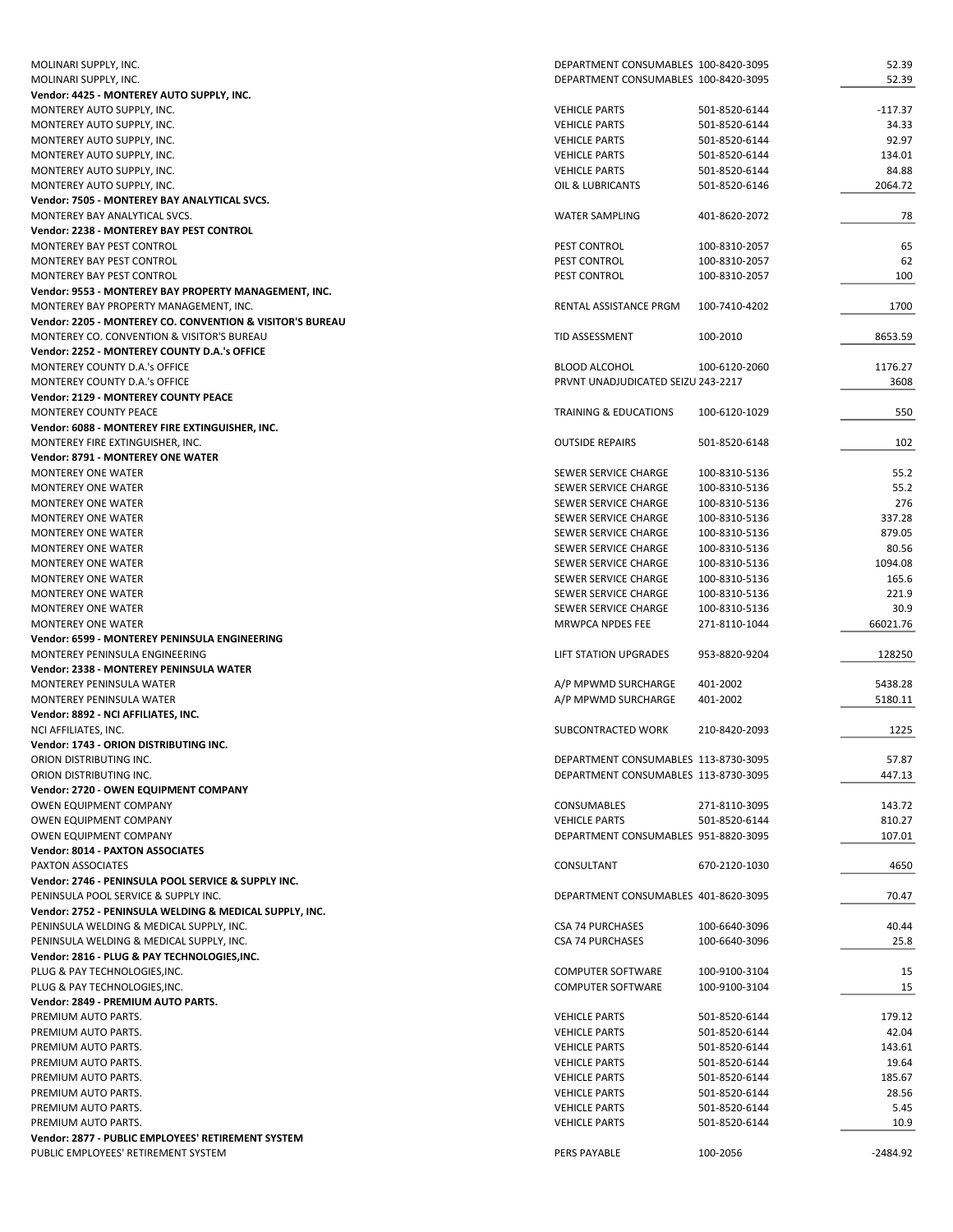| Vendor | Description | Account | Amount |
|---|---|---|---|
| MOLINARI SUPPLY, INC. | DEPARTMENT CONSUMABLES | 100-8420-3095 | 52.39 |
| MOLINARI SUPPLY, INC. | DEPARTMENT CONSUMABLES | 100-8420-3095 | 52.39 |
| **Vendor: 4425 - MONTEREY AUTO SUPPLY, INC.** | | | |
| MONTEREY AUTO SUPPLY, INC. | VEHICLE PARTS | 501-8520-6144 | -117.37 |
| MONTEREY AUTO SUPPLY, INC. | VEHICLE PARTS | 501-8520-6144 | 34.33 |
| MONTEREY AUTO SUPPLY, INC. | VEHICLE PARTS | 501-8520-6144 | 92.97 |
| MONTEREY AUTO SUPPLY, INC. | VEHICLE PARTS | 501-8520-6144 | 134.01 |
| MONTEREY AUTO SUPPLY, INC. | VEHICLE PARTS | 501-8520-6144 | 84.88 |
| MONTEREY AUTO SUPPLY, INC. | OIL & LUBRICANTS | 501-8520-6146 | 2064.72 |
| **Vendor: 7505 - MONTEREY BAY ANALYTICAL SVCS.** | | | |
| MONTEREY BAY ANALYTICAL SVCS. | WATER SAMPLING | 401-8620-2072 | 78 |
| **Vendor: 2238 - MONTEREY BAY PEST CONTROL** | | | |
| MONTEREY BAY PEST CONTROL | PEST CONTROL | 100-8310-2057 | 65 |
| MONTEREY BAY PEST CONTROL | PEST CONTROL | 100-8310-2057 | 62 |
| MONTEREY BAY PEST CONTROL | PEST CONTROL | 100-8310-2057 | 100 |
| **Vendor: 9553 - MONTEREY BAY PROPERTY MANAGEMENT, INC.** | | | |
| MONTEREY BAY PROPERTY MANAGEMENT, INC. | RENTAL ASSISTANCE PRGM | 100-7410-4202 | 1700 |
| **Vendor: 2205 - MONTEREY CO. CONVENTION & VISITOR'S BUREAU** | | | |
| MONTEREY CO. CONVENTION & VISITOR'S BUREAU | TID ASSESSMENT | 100-2010 | 8653.59 |
| **Vendor: 2252 - MONTEREY COUNTY D.A.'s OFFICE** | | | |
| MONTEREY COUNTY D.A.'s OFFICE | BLOOD ALCOHOL | 100-6120-2060 | 1176.27 |
| MONTEREY COUNTY D.A.'s OFFICE | PRVNT UNADJUDICATED SEIZU | 243-2217 | 3608 |
| **Vendor: 2129 - MONTEREY COUNTY PEACE** | | | |
| MONTEREY COUNTY PEACE | TRAINING & EDUCATIONS | 100-6120-1029 | 550 |
| **Vendor: 6088 - MONTEREY FIRE EXTINGUISHER, INC.** | | | |
| MONTEREY FIRE EXTINGUISHER, INC. | OUTSIDE REPAIRS | 501-8520-6148 | 102 |
| **Vendor: 8791 - MONTEREY ONE WATER** | | | |
| MONTEREY ONE WATER | SEWER SERVICE CHARGE | 100-8310-5136 | 55.2 |
| MONTEREY ONE WATER | SEWER SERVICE CHARGE | 100-8310-5136 | 55.2 |
| MONTEREY ONE WATER | SEWER SERVICE CHARGE | 100-8310-5136 | 276 |
| MONTEREY ONE WATER | SEWER SERVICE CHARGE | 100-8310-5136 | 337.28 |
| MONTEREY ONE WATER | SEWER SERVICE CHARGE | 100-8310-5136 | 879.05 |
| MONTEREY ONE WATER | SEWER SERVICE CHARGE | 100-8310-5136 | 80.56 |
| MONTEREY ONE WATER | SEWER SERVICE CHARGE | 100-8310-5136 | 1094.08 |
| MONTEREY ONE WATER | SEWER SERVICE CHARGE | 100-8310-5136 | 165.6 |
| MONTEREY ONE WATER | SEWER SERVICE CHARGE | 100-8310-5136 | 221.9 |
| MONTEREY ONE WATER | SEWER SERVICE CHARGE | 100-8310-5136 | 30.9 |
| MONTEREY ONE WATER | MRWPCA NPDES FEE | 271-8110-1044 | 66021.76 |
| **Vendor: 6599 - MONTEREY PENINSULA ENGINEERING** | | | |
| MONTEREY PENINSULA ENGINEERING | LIFT STATION UPGRADES | 953-8820-9204 | 128250 |
| **Vendor: 2338 - MONTEREY PENINSULA WATER** | | | |
| MONTEREY PENINSULA WATER | A/P MPWMD SURCHARGE | 401-2002 | 5438.28 |
| MONTEREY PENINSULA WATER | A/P MPWMD SURCHARGE | 401-2002 | 5180.11 |
| **Vendor: 8892 - NCI AFFILIATES, INC.** | | | |
| NCI AFFILIATES, INC. | SUBCONTRACTED WORK | 210-8420-2093 | 1225 |
| **Vendor: 1743 - ORION DISTRIBUTING INC.** | | | |
| ORION DISTRIBUTING INC. | DEPARTMENT CONSUMABLES | 113-8730-3095 | 57.87 |
| ORION DISTRIBUTING INC. | DEPARTMENT CONSUMABLES | 113-8730-3095 | 447.13 |
| **Vendor: 2720 - OWEN EQUIPMENT COMPANY** | | | |
| OWEN EQUIPMENT COMPANY | CONSUMABLES | 271-8110-3095 | 143.72 |
| OWEN EQUIPMENT COMPANY | VEHICLE PARTS | 501-8520-6144 | 810.27 |
| OWEN EQUIPMENT COMPANY | DEPARTMENT CONSUMABLES | 951-8820-3095 | 107.01 |
| **Vendor: 8014 - PAXTON ASSOCIATES** | | | |
| PAXTON ASSOCIATES | CONSULTANT | 670-2120-1030 | 4650 |
| **Vendor: 2746 - PENINSULA POOL SERVICE & SUPPLY INC.** | | | |
| PENINSULA POOL SERVICE & SUPPLY INC. | DEPARTMENT CONSUMABLES | 401-8620-3095 | 70.47 |
| **Vendor: 2752 - PENINSULA WELDING & MEDICAL SUPPLY, INC.** | | | |
| PENINSULA WELDING & MEDICAL SUPPLY, INC. | CSA 74 PURCHASES | 100-6640-3096 | 40.44 |
| PENINSULA WELDING & MEDICAL SUPPLY, INC. | CSA 74 PURCHASES | 100-6640-3096 | 25.8 |
| **Vendor: 2816 - PLUG & PAY TECHNOLOGIES,INC.** | | | |
| PLUG & PAY TECHNOLOGIES,INC. | COMPUTER SOFTWARE | 100-9100-3104 | 15 |
| PLUG & PAY TECHNOLOGIES,INC. | COMPUTER SOFTWARE | 100-9100-3104 | 15 |
| **Vendor: 2849 - PREMIUM AUTO PARTS.** | | | |
| PREMIUM AUTO PARTS. | VEHICLE PARTS | 501-8520-6144 | 179.12 |
| PREMIUM AUTO PARTS. | VEHICLE PARTS | 501-8520-6144 | 42.04 |
| PREMIUM AUTO PARTS. | VEHICLE PARTS | 501-8520-6144 | 143.61 |
| PREMIUM AUTO PARTS. | VEHICLE PARTS | 501-8520-6144 | 19.64 |
| PREMIUM AUTO PARTS. | VEHICLE PARTS | 501-8520-6144 | 185.67 |
| PREMIUM AUTO PARTS. | VEHICLE PARTS | 501-8520-6144 | 28.56 |
| PREMIUM AUTO PARTS. | VEHICLE PARTS | 501-8520-6144 | 5.45 |
| PREMIUM AUTO PARTS. | VEHICLE PARTS | 501-8520-6144 | 10.9 |
| **Vendor: 2877 - PUBLIC EMPLOYEES' RETIREMENT SYSTEM** | | | |
| PUBLIC EMPLOYEES' RETIREMENT SYSTEM | PERS PAYABLE | 100-2056 | -2484.92 |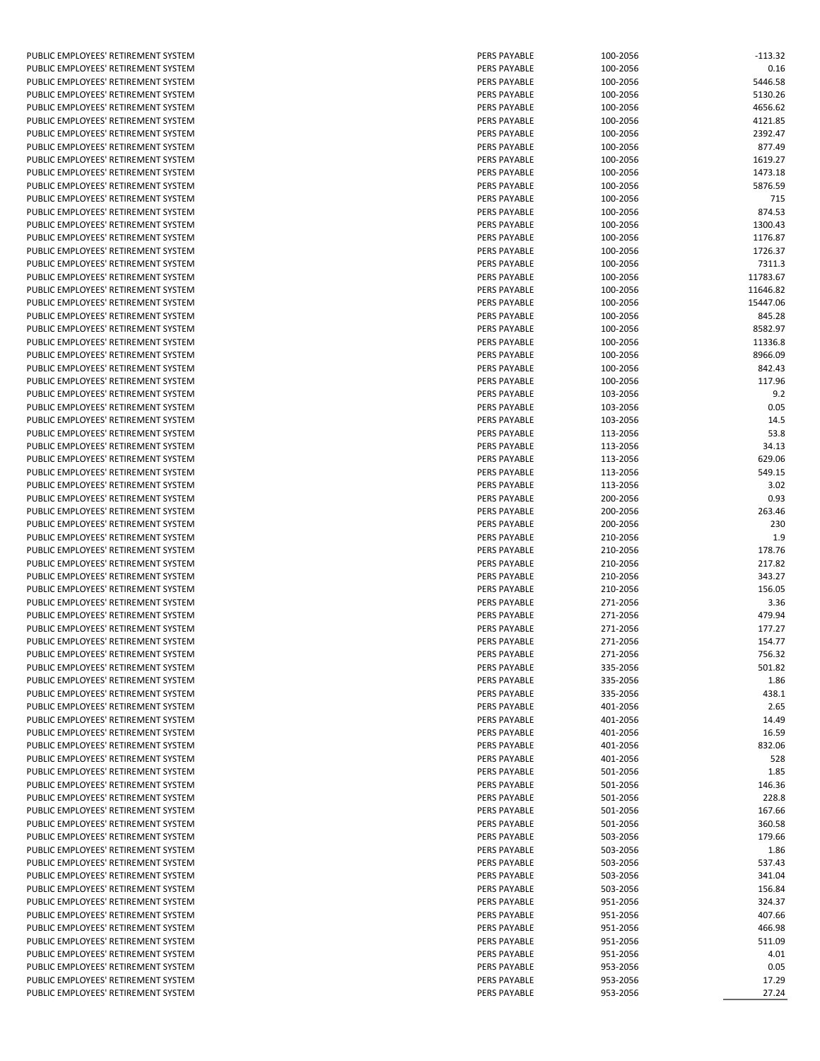| | | | |
|---|---|---|---|
| PUBLIC EMPLOYEES' RETIREMENT SYSTEM | PERS PAYABLE | 100-2056 | -113.32 |
| PUBLIC EMPLOYEES' RETIREMENT SYSTEM | PERS PAYABLE | 100-2056 | 0.16 |
| PUBLIC EMPLOYEES' RETIREMENT SYSTEM | PERS PAYABLE | 100-2056 | 5446.58 |
| PUBLIC EMPLOYEES' RETIREMENT SYSTEM | PERS PAYABLE | 100-2056 | 5130.26 |
| PUBLIC EMPLOYEES' RETIREMENT SYSTEM | PERS PAYABLE | 100-2056 | 4656.62 |
| PUBLIC EMPLOYEES' RETIREMENT SYSTEM | PERS PAYABLE | 100-2056 | 4121.85 |
| PUBLIC EMPLOYEES' RETIREMENT SYSTEM | PERS PAYABLE | 100-2056 | 2392.47 |
| PUBLIC EMPLOYEES' RETIREMENT SYSTEM | PERS PAYABLE | 100-2056 | 877.49 |
| PUBLIC EMPLOYEES' RETIREMENT SYSTEM | PERS PAYABLE | 100-2056 | 1619.27 |
| PUBLIC EMPLOYEES' RETIREMENT SYSTEM | PERS PAYABLE | 100-2056 | 1473.18 |
| PUBLIC EMPLOYEES' RETIREMENT SYSTEM | PERS PAYABLE | 100-2056 | 5876.59 |
| PUBLIC EMPLOYEES' RETIREMENT SYSTEM | PERS PAYABLE | 100-2056 | 715 |
| PUBLIC EMPLOYEES' RETIREMENT SYSTEM | PERS PAYABLE | 100-2056 | 874.53 |
| PUBLIC EMPLOYEES' RETIREMENT SYSTEM | PERS PAYABLE | 100-2056 | 1300.43 |
| PUBLIC EMPLOYEES' RETIREMENT SYSTEM | PERS PAYABLE | 100-2056 | 1176.87 |
| PUBLIC EMPLOYEES' RETIREMENT SYSTEM | PERS PAYABLE | 100-2056 | 1726.37 |
| PUBLIC EMPLOYEES' RETIREMENT SYSTEM | PERS PAYABLE | 100-2056 | 7311.3 |
| PUBLIC EMPLOYEES' RETIREMENT SYSTEM | PERS PAYABLE | 100-2056 | 11783.67 |
| PUBLIC EMPLOYEES' RETIREMENT SYSTEM | PERS PAYABLE | 100-2056 | 11646.82 |
| PUBLIC EMPLOYEES' RETIREMENT SYSTEM | PERS PAYABLE | 100-2056 | 15447.06 |
| PUBLIC EMPLOYEES' RETIREMENT SYSTEM | PERS PAYABLE | 100-2056 | 845.28 |
| PUBLIC EMPLOYEES' RETIREMENT SYSTEM | PERS PAYABLE | 100-2056 | 8582.97 |
| PUBLIC EMPLOYEES' RETIREMENT SYSTEM | PERS PAYABLE | 100-2056 | 11336.8 |
| PUBLIC EMPLOYEES' RETIREMENT SYSTEM | PERS PAYABLE | 100-2056 | 8966.09 |
| PUBLIC EMPLOYEES' RETIREMENT SYSTEM | PERS PAYABLE | 100-2056 | 842.43 |
| PUBLIC EMPLOYEES' RETIREMENT SYSTEM | PERS PAYABLE | 100-2056 | 117.96 |
| PUBLIC EMPLOYEES' RETIREMENT SYSTEM | PERS PAYABLE | 103-2056 | 9.2 |
| PUBLIC EMPLOYEES' RETIREMENT SYSTEM | PERS PAYABLE | 103-2056 | 0.05 |
| PUBLIC EMPLOYEES' RETIREMENT SYSTEM | PERS PAYABLE | 103-2056 | 14.5 |
| PUBLIC EMPLOYEES' RETIREMENT SYSTEM | PERS PAYABLE | 113-2056 | 53.8 |
| PUBLIC EMPLOYEES' RETIREMENT SYSTEM | PERS PAYABLE | 113-2056 | 34.13 |
| PUBLIC EMPLOYEES' RETIREMENT SYSTEM | PERS PAYABLE | 113-2056 | 629.06 |
| PUBLIC EMPLOYEES' RETIREMENT SYSTEM | PERS PAYABLE | 113-2056 | 549.15 |
| PUBLIC EMPLOYEES' RETIREMENT SYSTEM | PERS PAYABLE | 113-2056 | 3.02 |
| PUBLIC EMPLOYEES' RETIREMENT SYSTEM | PERS PAYABLE | 200-2056 | 0.93 |
| PUBLIC EMPLOYEES' RETIREMENT SYSTEM | PERS PAYABLE | 200-2056 | 263.46 |
| PUBLIC EMPLOYEES' RETIREMENT SYSTEM | PERS PAYABLE | 200-2056 | 230 |
| PUBLIC EMPLOYEES' RETIREMENT SYSTEM | PERS PAYABLE | 210-2056 | 1.9 |
| PUBLIC EMPLOYEES' RETIREMENT SYSTEM | PERS PAYABLE | 210-2056 | 178.76 |
| PUBLIC EMPLOYEES' RETIREMENT SYSTEM | PERS PAYABLE | 210-2056 | 217.82 |
| PUBLIC EMPLOYEES' RETIREMENT SYSTEM | PERS PAYABLE | 210-2056 | 343.27 |
| PUBLIC EMPLOYEES' RETIREMENT SYSTEM | PERS PAYABLE | 210-2056 | 156.05 |
| PUBLIC EMPLOYEES' RETIREMENT SYSTEM | PERS PAYABLE | 271-2056 | 3.36 |
| PUBLIC EMPLOYEES' RETIREMENT SYSTEM | PERS PAYABLE | 271-2056 | 479.94 |
| PUBLIC EMPLOYEES' RETIREMENT SYSTEM | PERS PAYABLE | 271-2056 | 177.27 |
| PUBLIC EMPLOYEES' RETIREMENT SYSTEM | PERS PAYABLE | 271-2056 | 154.77 |
| PUBLIC EMPLOYEES' RETIREMENT SYSTEM | PERS PAYABLE | 271-2056 | 756.32 |
| PUBLIC EMPLOYEES' RETIREMENT SYSTEM | PERS PAYABLE | 335-2056 | 501.82 |
| PUBLIC EMPLOYEES' RETIREMENT SYSTEM | PERS PAYABLE | 335-2056 | 1.86 |
| PUBLIC EMPLOYEES' RETIREMENT SYSTEM | PERS PAYABLE | 335-2056 | 438.1 |
| PUBLIC EMPLOYEES' RETIREMENT SYSTEM | PERS PAYABLE | 401-2056 | 2.65 |
| PUBLIC EMPLOYEES' RETIREMENT SYSTEM | PERS PAYABLE | 401-2056 | 14.49 |
| PUBLIC EMPLOYEES' RETIREMENT SYSTEM | PERS PAYABLE | 401-2056 | 16.59 |
| PUBLIC EMPLOYEES' RETIREMENT SYSTEM | PERS PAYABLE | 401-2056 | 832.06 |
| PUBLIC EMPLOYEES' RETIREMENT SYSTEM | PERS PAYABLE | 401-2056 | 528 |
| PUBLIC EMPLOYEES' RETIREMENT SYSTEM | PERS PAYABLE | 501-2056 | 1.85 |
| PUBLIC EMPLOYEES' RETIREMENT SYSTEM | PERS PAYABLE | 501-2056 | 146.36 |
| PUBLIC EMPLOYEES' RETIREMENT SYSTEM | PERS PAYABLE | 501-2056 | 228.8 |
| PUBLIC EMPLOYEES' RETIREMENT SYSTEM | PERS PAYABLE | 501-2056 | 167.66 |
| PUBLIC EMPLOYEES' RETIREMENT SYSTEM | PERS PAYABLE | 501-2056 | 360.58 |
| PUBLIC EMPLOYEES' RETIREMENT SYSTEM | PERS PAYABLE | 503-2056 | 179.66 |
| PUBLIC EMPLOYEES' RETIREMENT SYSTEM | PERS PAYABLE | 503-2056 | 1.86 |
| PUBLIC EMPLOYEES' RETIREMENT SYSTEM | PERS PAYABLE | 503-2056 | 537.43 |
| PUBLIC EMPLOYEES' RETIREMENT SYSTEM | PERS PAYABLE | 503-2056 | 341.04 |
| PUBLIC EMPLOYEES' RETIREMENT SYSTEM | PERS PAYABLE | 503-2056 | 156.84 |
| PUBLIC EMPLOYEES' RETIREMENT SYSTEM | PERS PAYABLE | 951-2056 | 324.37 |
| PUBLIC EMPLOYEES' RETIREMENT SYSTEM | PERS PAYABLE | 951-2056 | 407.66 |
| PUBLIC EMPLOYEES' RETIREMENT SYSTEM | PERS PAYABLE | 951-2056 | 466.98 |
| PUBLIC EMPLOYEES' RETIREMENT SYSTEM | PERS PAYABLE | 951-2056 | 511.09 |
| PUBLIC EMPLOYEES' RETIREMENT SYSTEM | PERS PAYABLE | 951-2056 | 4.01 |
| PUBLIC EMPLOYEES' RETIREMENT SYSTEM | PERS PAYABLE | 953-2056 | 0.05 |
| PUBLIC EMPLOYEES' RETIREMENT SYSTEM | PERS PAYABLE | 953-2056 | 17.29 |
| PUBLIC EMPLOYEES' RETIREMENT SYSTEM | PERS PAYABLE | 953-2056 | 27.24 |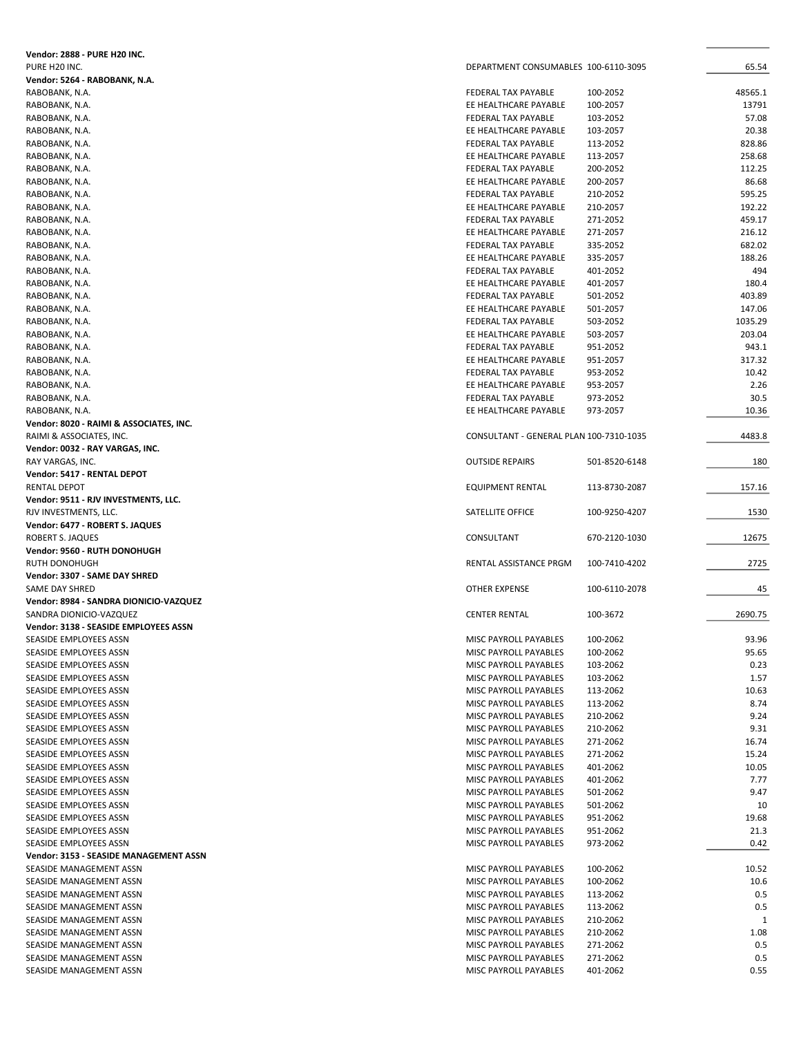| Vendor / Payee | Description | Account | Amount |
|---|---|---|---|
| **Vendor: 2888 - PURE H20 INC.** | | | |
| PURE H20 INC. | DEPARTMENT CONSUMABLES | 100-6110-3095 | 65.54 |
| **Vendor: 5264 - RABOBANK, N.A.** | | | |
| RABOBANK, N.A. | FEDERAL TAX PAYABLE | 100-2052 | 48565.1 |
| RABOBANK, N.A. | EE HEALTHCARE PAYABLE | 100-2057 | 13791 |
| RABOBANK, N.A. | FEDERAL TAX PAYABLE | 103-2052 | 57.08 |
| RABOBANK, N.A. | EE HEALTHCARE PAYABLE | 103-2057 | 20.38 |
| RABOBANK, N.A. | FEDERAL TAX PAYABLE | 113-2052 | 828.86 |
| RABOBANK, N.A. | EE HEALTHCARE PAYABLE | 113-2057 | 258.68 |
| RABOBANK, N.A. | FEDERAL TAX PAYABLE | 200-2052 | 112.25 |
| RABOBANK, N.A. | EE HEALTHCARE PAYABLE | 200-2057 | 86.68 |
| RABOBANK, N.A. | FEDERAL TAX PAYABLE | 210-2052 | 595.25 |
| RABOBANK, N.A. | EE HEALTHCARE PAYABLE | 210-2057 | 192.22 |
| RABOBANK, N.A. | FEDERAL TAX PAYABLE | 271-2052 | 459.17 |
| RABOBANK, N.A. | EE HEALTHCARE PAYABLE | 271-2057 | 216.12 |
| RABOBANK, N.A. | FEDERAL TAX PAYABLE | 335-2052 | 682.02 |
| RABOBANK, N.A. | EE HEALTHCARE PAYABLE | 335-2057 | 188.26 |
| RABOBANK, N.A. | FEDERAL TAX PAYABLE | 401-2052 | 494 |
| RABOBANK, N.A. | EE HEALTHCARE PAYABLE | 401-2057 | 180.4 |
| RABOBANK, N.A. | FEDERAL TAX PAYABLE | 501-2052 | 403.89 |
| RABOBANK, N.A. | EE HEALTHCARE PAYABLE | 501-2057 | 147.06 |
| RABOBANK, N.A. | FEDERAL TAX PAYABLE | 503-2052 | 1035.29 |
| RABOBANK, N.A. | EE HEALTHCARE PAYABLE | 503-2057 | 203.04 |
| RABOBANK, N.A. | FEDERAL TAX PAYABLE | 951-2052 | 943.1 |
| RABOBANK, N.A. | EE HEALTHCARE PAYABLE | 951-2057 | 317.32 |
| RABOBANK, N.A. | FEDERAL TAX PAYABLE | 953-2052 | 10.42 |
| RABOBANK, N.A. | EE HEALTHCARE PAYABLE | 953-2057 | 2.26 |
| RABOBANK, N.A. | FEDERAL TAX PAYABLE | 973-2052 | 30.5 |
| RABOBANK, N.A. | EE HEALTHCARE PAYABLE | 973-2057 | 10.36 |
| **Vendor: 8020 - RAIMI & ASSOCIATES, INC.** | | | |
| RAIMI & ASSOCIATES, INC. | CONSULTANT - GENERAL PLAN | 100-7310-1035 | 4483.8 |
| **Vendor: 0032 - RAY VARGAS, INC.** | | | |
| RAY VARGAS, INC. | OUTSIDE REPAIRS | 501-8520-6148 | 180 |
| **Vendor: 5417 - RENTAL DEPOT** | | | |
| RENTAL DEPOT | EQUIPMENT RENTAL | 113-8730-2087 | 157.16 |
| **Vendor: 9511 - RJV INVESTMENTS, LLC.** | | | |
| RJV INVESTMENTS, LLC. | SATELLITE OFFICE | 100-9250-4207 | 1530 |
| **Vendor: 6477 - ROBERT S. JAQUES** | | | |
| ROBERT S. JAQUES | CONSULTANT | 670-2120-1030 | 12675 |
| **Vendor: 9560 - RUTH DONOHUGH** | | | |
| RUTH DONOHUGH | RENTAL ASSISTANCE PRGM | 100-7410-4202 | 2725 |
| **Vendor: 3307 - SAME DAY SHRED** | | | |
| SAME DAY SHRED | OTHER EXPENSE | 100-6110-2078 | 45 |
| **Vendor: 8984 - SANDRA DIONICIO-VAZQUEZ** | | | |
| SANDRA DIONICIO-VAZQUEZ | CENTER RENTAL | 100-3672 | 2690.75 |
| **Vendor: 3138 - SEASIDE EMPLOYEES ASSN** | | | |
| SEASIDE EMPLOYEES ASSN | MISC PAYROLL PAYABLES | 100-2062 | 93.96 |
| SEASIDE EMPLOYEES ASSN | MISC PAYROLL PAYABLES | 100-2062 | 95.65 |
| SEASIDE EMPLOYEES ASSN | MISC PAYROLL PAYABLES | 103-2062 | 0.23 |
| SEASIDE EMPLOYEES ASSN | MISC PAYROLL PAYABLES | 103-2062 | 1.57 |
| SEASIDE EMPLOYEES ASSN | MISC PAYROLL PAYABLES | 113-2062 | 10.63 |
| SEASIDE EMPLOYEES ASSN | MISC PAYROLL PAYABLES | 113-2062 | 8.74 |
| SEASIDE EMPLOYEES ASSN | MISC PAYROLL PAYABLES | 210-2062 | 9.24 |
| SEASIDE EMPLOYEES ASSN | MISC PAYROLL PAYABLES | 210-2062 | 9.31 |
| SEASIDE EMPLOYEES ASSN | MISC PAYROLL PAYABLES | 271-2062 | 16.74 |
| SEASIDE EMPLOYEES ASSN | MISC PAYROLL PAYABLES | 271-2062 | 15.24 |
| SEASIDE EMPLOYEES ASSN | MISC PAYROLL PAYABLES | 401-2062 | 10.05 |
| SEASIDE EMPLOYEES ASSN | MISC PAYROLL PAYABLES | 401-2062 | 7.77 |
| SEASIDE EMPLOYEES ASSN | MISC PAYROLL PAYABLES | 501-2062 | 9.47 |
| SEASIDE EMPLOYEES ASSN | MISC PAYROLL PAYABLES | 501-2062 | 10 |
| SEASIDE EMPLOYEES ASSN | MISC PAYROLL PAYABLES | 951-2062 | 19.68 |
| SEASIDE EMPLOYEES ASSN | MISC PAYROLL PAYABLES | 951-2062 | 21.3 |
| SEASIDE EMPLOYEES ASSN | MISC PAYROLL PAYABLES | 973-2062 | 0.42 |
| **Vendor: 3153 - SEASIDE MANAGEMENT ASSN** | | | |
| SEASIDE MANAGEMENT ASSN | MISC PAYROLL PAYABLES | 100-2062 | 10.52 |
| SEASIDE MANAGEMENT ASSN | MISC PAYROLL PAYABLES | 100-2062 | 10.6 |
| SEASIDE MANAGEMENT ASSN | MISC PAYROLL PAYABLES | 113-2062 | 0.5 |
| SEASIDE MANAGEMENT ASSN | MISC PAYROLL PAYABLES | 113-2062 | 0.5 |
| SEASIDE MANAGEMENT ASSN | MISC PAYROLL PAYABLES | 210-2062 | 1 |
| SEASIDE MANAGEMENT ASSN | MISC PAYROLL PAYABLES | 210-2062 | 1.08 |
| SEASIDE MANAGEMENT ASSN | MISC PAYROLL PAYABLES | 271-2062 | 0.5 |
| SEASIDE MANAGEMENT ASSN | MISC PAYROLL PAYABLES | 271-2062 | 0.5 |
| SEASIDE MANAGEMENT ASSN | MISC PAYROLL PAYABLES | 401-2062 | 0.55 |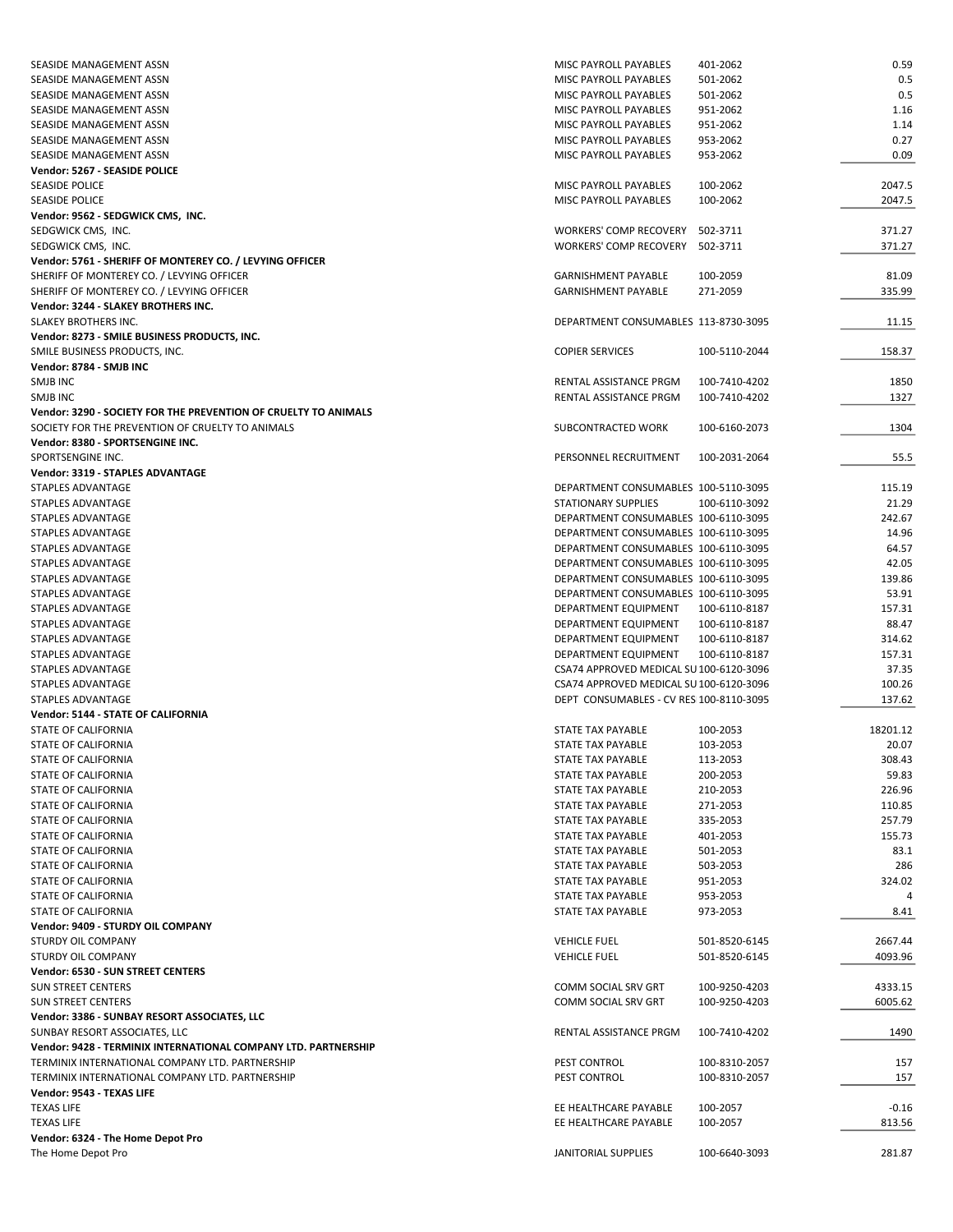| | | | |
|---|---|---|---|
| SEASIDE MANAGEMENT ASSN | MISC PAYROLL PAYABLES | 401-2062 | 0.59 |
| SEASIDE MANAGEMENT ASSN | MISC PAYROLL PAYABLES | 501-2062 | 0.5 |
| SEASIDE MANAGEMENT ASSN | MISC PAYROLL PAYABLES | 501-2062 | 0.5 |
| SEASIDE MANAGEMENT ASSN | MISC PAYROLL PAYABLES | 951-2062 | 1.16 |
| SEASIDE MANAGEMENT ASSN | MISC PAYROLL PAYABLES | 951-2062 | 1.14 |
| SEASIDE MANAGEMENT ASSN | MISC PAYROLL PAYABLES | 953-2062 | 0.27 |
| SEASIDE MANAGEMENT ASSN | MISC PAYROLL PAYABLES | 953-2062 | 0.09 |
| **Vendor: 5267 - SEASIDE POLICE** | | | |
| SEASIDE POLICE | MISC PAYROLL PAYABLES | 100-2062 | 2047.5 |
| SEASIDE POLICE | MISC PAYROLL PAYABLES | 100-2062 | 2047.5 |
| **Vendor: 9562 - SEDGWICK CMS, INC.** | | | |
| SEDGWICK CMS, INC. | WORKERS' COMP RECOVERY | 502-3711 | 371.27 |
| SEDGWICK CMS, INC. | WORKERS' COMP RECOVERY | 502-3711 | 371.27 |
| **Vendor: 5761 - SHERIFF OF MONTEREY CO. / LEVYING OFFICER** | | | |
| SHERIFF OF MONTEREY CO. / LEVYING OFFICER | GARNISHMENT PAYABLE | 100-2059 | 81.09 |
| SHERIFF OF MONTEREY CO. / LEVYING OFFICER | GARNISHMENT PAYABLE | 271-2059 | 335.99 |
| **Vendor: 3244 - SLAKEY BROTHERS INC.** | | | |
| SLAKEY BROTHERS INC. | DEPARTMENT CONSUMABLES | 113-8730-3095 | 11.15 |
| **Vendor: 8273 - SMILE BUSINESS PRODUCTS, INC.** | | | |
| SMILE BUSINESS PRODUCTS, INC. | COPIER SERVICES | 100-5110-2044 | 158.37 |
| **Vendor: 8784 - SMJB INC** | | | |
| SMJB INC | RENTAL ASSISTANCE PRGM | 100-7410-4202 | 1850 |
| SMJB INC | RENTAL ASSISTANCE PRGM | 100-7410-4202 | 1327 |
| **Vendor: 3290 - SOCIETY FOR THE PREVENTION OF CRUELTY TO ANIMALS** | | | |
| SOCIETY FOR THE PREVENTION OF CRUELTY TO ANIMALS | SUBCONTRACTED WORK | 100-6160-2073 | 1304 |
| **Vendor: 8380 - SPORTSENGINE INC.** | | | |
| SPORTSENGINE INC. | PERSONNEL RECRUITMENT | 100-2031-2064 | 55.5 |
| **Vendor: 3319 - STAPLES ADVANTAGE** | | | |
| STAPLES ADVANTAGE | DEPARTMENT CONSUMABLES | 100-5110-3095 | 115.19 |
| STAPLES ADVANTAGE | STATIONARY SUPPLIES | 100-6110-3092 | 21.29 |
| STAPLES ADVANTAGE | DEPARTMENT CONSUMABLES | 100-6110-3095 | 242.67 |
| STAPLES ADVANTAGE | DEPARTMENT CONSUMABLES | 100-6110-3095 | 14.96 |
| STAPLES ADVANTAGE | DEPARTMENT CONSUMABLES | 100-6110-3095 | 64.57 |
| STAPLES ADVANTAGE | DEPARTMENT CONSUMABLES | 100-6110-3095 | 42.05 |
| STAPLES ADVANTAGE | DEPARTMENT CONSUMABLES | 100-6110-3095 | 139.86 |
| STAPLES ADVANTAGE | DEPARTMENT CONSUMABLES | 100-6110-3095 | 53.91 |
| STAPLES ADVANTAGE | DEPARTMENT EQUIPMENT | 100-6110-8187 | 157.31 |
| STAPLES ADVANTAGE | DEPARTMENT EQUIPMENT | 100-6110-8187 | 88.47 |
| STAPLES ADVANTAGE | DEPARTMENT EQUIPMENT | 100-6110-8187 | 314.62 |
| STAPLES ADVANTAGE | DEPARTMENT EQUIPMENT | 100-6110-8187 | 157.31 |
| STAPLES ADVANTAGE | CSA74 APPROVED MEDICAL SU | 100-6120-3096 | 37.35 |
| STAPLES ADVANTAGE | CSA74 APPROVED MEDICAL SU | 100-6120-3096 | 100.26 |
| STAPLES ADVANTAGE | DEPT CONSUMABLES - CV RES | 100-8110-3095 | 137.62 |
| **Vendor: 5144 - STATE OF CALIFORNIA** | | | |
| STATE OF CALIFORNIA | STATE TAX PAYABLE | 100-2053 | 18201.12 |
| STATE OF CALIFORNIA | STATE TAX PAYABLE | 103-2053 | 20.07 |
| STATE OF CALIFORNIA | STATE TAX PAYABLE | 113-2053 | 308.43 |
| STATE OF CALIFORNIA | STATE TAX PAYABLE | 200-2053 | 59.83 |
| STATE OF CALIFORNIA | STATE TAX PAYABLE | 210-2053 | 226.96 |
| STATE OF CALIFORNIA | STATE TAX PAYABLE | 271-2053 | 110.85 |
| STATE OF CALIFORNIA | STATE TAX PAYABLE | 335-2053 | 257.79 |
| STATE OF CALIFORNIA | STATE TAX PAYABLE | 401-2053 | 155.73 |
| STATE OF CALIFORNIA | STATE TAX PAYABLE | 501-2053 | 83.1 |
| STATE OF CALIFORNIA | STATE TAX PAYABLE | 503-2053 | 286 |
| STATE OF CALIFORNIA | STATE TAX PAYABLE | 951-2053 | 324.02 |
| STATE OF CALIFORNIA | STATE TAX PAYABLE | 953-2053 | 4 |
| STATE OF CALIFORNIA | STATE TAX PAYABLE | 973-2053 | 8.41 |
| **Vendor: 9409 - STURDY OIL COMPANY** | | | |
| STURDY OIL COMPANY | VEHICLE FUEL | 501-8520-6145 | 2667.44 |
| STURDY OIL COMPANY | VEHICLE FUEL | 501-8520-6145 | 4093.96 |
| **Vendor: 6530 - SUN STREET CENTERS** | | | |
| SUN STREET CENTERS | COMM SOCIAL SRV GRT | 100-9250-4203 | 4333.15 |
| SUN STREET CENTERS | COMM SOCIAL SRV GRT | 100-9250-4203 | 6005.62 |
| **Vendor: 3386 - SUNBAY RESORT ASSOCIATES, LLC** | | | |
| SUNBAY RESORT ASSOCIATES, LLC | RENTAL ASSISTANCE PRGM | 100-7410-4202 | 1490 |
| **Vendor: 9428 - TERMINIX INTERNATIONAL COMPANY LTD. PARTNERSHIP** | | | |
| TERMINIX INTERNATIONAL COMPANY LTD. PARTNERSHIP | PEST CONTROL | 100-8310-2057 | 157 |
| TERMINIX INTERNATIONAL COMPANY LTD. PARTNERSHIP | PEST CONTROL | 100-8310-2057 | 157 |
| **Vendor: 9543 - TEXAS LIFE** | | | |
| TEXAS LIFE | EE HEALTHCARE PAYABLE | 100-2057 | -0.16 |
| TEXAS LIFE | EE HEALTHCARE PAYABLE | 100-2057 | 813.56 |
| **Vendor: 6324 - The Home Depot Pro** | | | |
| The Home Depot Pro | JANITORIAL SUPPLIES | 100-6640-3093 | 281.87 |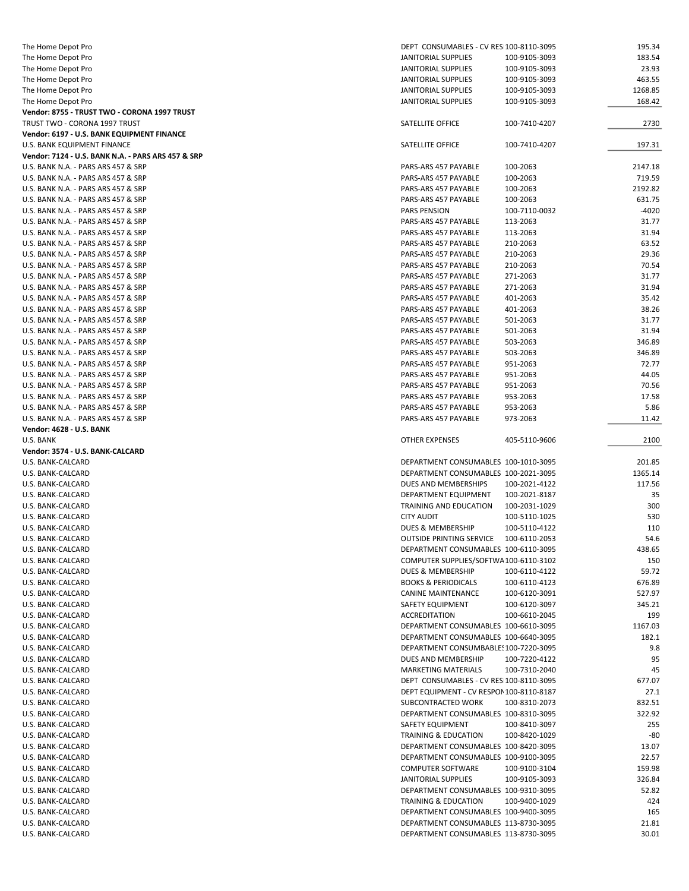| | | | |
|---|---|---|---|
| The Home Depot Pro | DEPT CONSUMABLES - CV RES | 100-8110-3095 | 195.34 |
| The Home Depot Pro | JANITORIAL SUPPLIES | 100-9105-3093 | 183.54 |
| The Home Depot Pro | JANITORIAL SUPPLIES | 100-9105-3093 | 23.93 |
| The Home Depot Pro | JANITORIAL SUPPLIES | 100-9105-3093 | 463.55 |
| The Home Depot Pro | JANITORIAL SUPPLIES | 100-9105-3093 | 1268.85 |
| The Home Depot Pro | JANITORIAL SUPPLIES | 100-9105-3093 | 168.42 |
| **Vendor: 8755 - TRUST TWO - CORONA 1997 TRUST** | | | |
| TRUST TWO - CORONA 1997 TRUST | SATELLITE OFFICE | 100-7410-4207 | 2730 |
| **Vendor: 6197 - U.S. BANK EQUIPMENT FINANCE** | | | |
| U.S. BANK EQUIPMENT FINANCE | SATELLITE OFFICE | 100-7410-4207 | 197.31 |
| **Vendor: 7124 - U.S. BANK N.A. - PARS ARS 457 & SRP** | | | |
| U.S. BANK N.A. - PARS ARS 457 & SRP | PARS-ARS 457 PAYABLE | 100-2063 | 2147.18 |
| U.S. BANK N.A. - PARS ARS 457 & SRP | PARS-ARS 457 PAYABLE | 100-2063 | 719.59 |
| U.S. BANK N.A. - PARS ARS 457 & SRP | PARS-ARS 457 PAYABLE | 100-2063 | 2192.82 |
| U.S. BANK N.A. - PARS ARS 457 & SRP | PARS-ARS 457 PAYABLE | 100-2063 | 631.75 |
| U.S. BANK N.A. - PARS ARS 457 & SRP | PARS PENSION | 100-7110-0032 | -4020 |
| U.S. BANK N.A. - PARS ARS 457 & SRP | PARS-ARS 457 PAYABLE | 113-2063 | 31.77 |
| U.S. BANK N.A. - PARS ARS 457 & SRP | PARS-ARS 457 PAYABLE | 113-2063 | 31.94 |
| U.S. BANK N.A. - PARS ARS 457 & SRP | PARS-ARS 457 PAYABLE | 210-2063 | 63.52 |
| U.S. BANK N.A. - PARS ARS 457 & SRP | PARS-ARS 457 PAYABLE | 210-2063 | 29.36 |
| U.S. BANK N.A. - PARS ARS 457 & SRP | PARS-ARS 457 PAYABLE | 210-2063 | 70.54 |
| U.S. BANK N.A. - PARS ARS 457 & SRP | PARS-ARS 457 PAYABLE | 271-2063 | 31.77 |
| U.S. BANK N.A. - PARS ARS 457 & SRP | PARS-ARS 457 PAYABLE | 271-2063 | 31.94 |
| U.S. BANK N.A. - PARS ARS 457 & SRP | PARS-ARS 457 PAYABLE | 401-2063 | 35.42 |
| U.S. BANK N.A. - PARS ARS 457 & SRP | PARS-ARS 457 PAYABLE | 401-2063 | 38.26 |
| U.S. BANK N.A. - PARS ARS 457 & SRP | PARS-ARS 457 PAYABLE | 501-2063 | 31.77 |
| U.S. BANK N.A. - PARS ARS 457 & SRP | PARS-ARS 457 PAYABLE | 501-2063 | 31.94 |
| U.S. BANK N.A. - PARS ARS 457 & SRP | PARS-ARS 457 PAYABLE | 503-2063 | 346.89 |
| U.S. BANK N.A. - PARS ARS 457 & SRP | PARS-ARS 457 PAYABLE | 503-2063 | 346.89 |
| U.S. BANK N.A. - PARS ARS 457 & SRP | PARS-ARS 457 PAYABLE | 951-2063 | 72.77 |
| U.S. BANK N.A. - PARS ARS 457 & SRP | PARS-ARS 457 PAYABLE | 951-2063 | 44.05 |
| U.S. BANK N.A. - PARS ARS 457 & SRP | PARS-ARS 457 PAYABLE | 951-2063 | 70.56 |
| U.S. BANK N.A. - PARS ARS 457 & SRP | PARS-ARS 457 PAYABLE | 953-2063 | 17.58 |
| U.S. BANK N.A. - PARS ARS 457 & SRP | PARS-ARS 457 PAYABLE | 953-2063 | 5.86 |
| U.S. BANK N.A. - PARS ARS 457 & SRP | PARS-ARS 457 PAYABLE | 973-2063 | 11.42 |
| **Vendor: 4628 - U.S. BANK** | | | |
| U.S. BANK | OTHER EXPENSES | 405-5110-9606 | 2100 |
| **Vendor: 3574 - U.S. BANK-CALCARD** | | | |
| U.S. BANK-CALCARD | DEPARTMENT CONSUMABLES | 100-1010-3095 | 201.85 |
| U.S. BANK-CALCARD | DEPARTMENT CONSUMABLES | 100-2021-3095 | 1365.14 |
| U.S. BANK-CALCARD | DUES AND MEMBERSHIPS | 100-2021-4122 | 117.56 |
| U.S. BANK-CALCARD | DEPARTMENT EQUIPMENT | 100-2021-8187 | 35 |
| U.S. BANK-CALCARD | TRAINING AND EDUCATION | 100-2031-1029 | 300 |
| U.S. BANK-CALCARD | CITY AUDIT | 100-5110-1025 | 530 |
| U.S. BANK-CALCARD | DUES & MEMBERSHIP | 100-5110-4122 | 110 |
| U.S. BANK-CALCARD | OUTSIDE PRINTING SERVICE | 100-6110-2053 | 54.6 |
| U.S. BANK-CALCARD | DEPARTMENT CONSUMABLES | 100-6110-3095 | 438.65 |
| U.S. BANK-CALCARD | COMPUTER SUPPLIES/SOFTWA | 100-6110-3102 | 150 |
| U.S. BANK-CALCARD | DUES & MEMBERSHIP | 100-6110-4122 | 59.72 |
| U.S. BANK-CALCARD | BOOKS & PERIODICALS | 100-6110-4123 | 676.89 |
| U.S. BANK-CALCARD | CANINE MAINTENANCE | 100-6120-3091 | 527.97 |
| U.S. BANK-CALCARD | SAFETY EQUIPMENT | 100-6120-3097 | 345.21 |
| U.S. BANK-CALCARD | ACCREDITATION | 100-6610-2045 | 199 |
| U.S. BANK-CALCARD | DEPARTMENT CONSUMABLES | 100-6610-3095 | 1167.03 |
| U.S. BANK-CALCARD | DEPARTMENT CONSUMABLES | 100-6640-3095 | 182.1 |
| U.S. BANK-CALCARD | DEPARTMENT CONSUMBABLES | 100-7220-3095 | 9.8 |
| U.S. BANK-CALCARD | DUES AND MEMBERSHIP | 100-7220-4122 | 95 |
| U.S. BANK-CALCARD | MARKETING MATERIALS | 100-7310-2040 | 45 |
| U.S. BANK-CALCARD | DEPT CONSUMABLES - CV RES | 100-8110-3095 | 677.07 |
| U.S. BANK-CALCARD | DEPT EQUIPMENT - CV RESPON | 100-8110-8187 | 27.1 |
| U.S. BANK-CALCARD | SUBCONTRACTED WORK | 100-8310-2073 | 832.51 |
| U.S. BANK-CALCARD | DEPARTMENT CONSUMABLES | 100-8310-3095 | 322.92 |
| U.S. BANK-CALCARD | SAFETY EQUIPMENT | 100-8410-3097 | 255 |
| U.S. BANK-CALCARD | TRAINING & EDUCATION | 100-8420-1029 | -80 |
| U.S. BANK-CALCARD | DEPARTMENT CONSUMABLES | 100-8420-3095 | 13.07 |
| U.S. BANK-CALCARD | DEPARTMENT CONSUMABLES | 100-9100-3095 | 22.57 |
| U.S. BANK-CALCARD | COMPUTER SOFTWARE | 100-9100-3104 | 159.98 |
| U.S. BANK-CALCARD | JANITORIAL SUPPLIES | 100-9105-3093 | 326.84 |
| U.S. BANK-CALCARD | DEPARTMENT CONSUMABLES | 100-9310-3095 | 52.82 |
| U.S. BANK-CALCARD | TRAINING & EDUCATION | 100-9400-1029 | 424 |
| U.S. BANK-CALCARD | DEPARTMENT CONSUMABLES | 100-9400-3095 | 165 |
| U.S. BANK-CALCARD | DEPARTMENT CONSUMABLES | 113-8730-3095 | 21.81 |
| U.S. BANK-CALCARD | DEPARTMENT CONSUMABLES | 113-8730-3095 | 30.01 |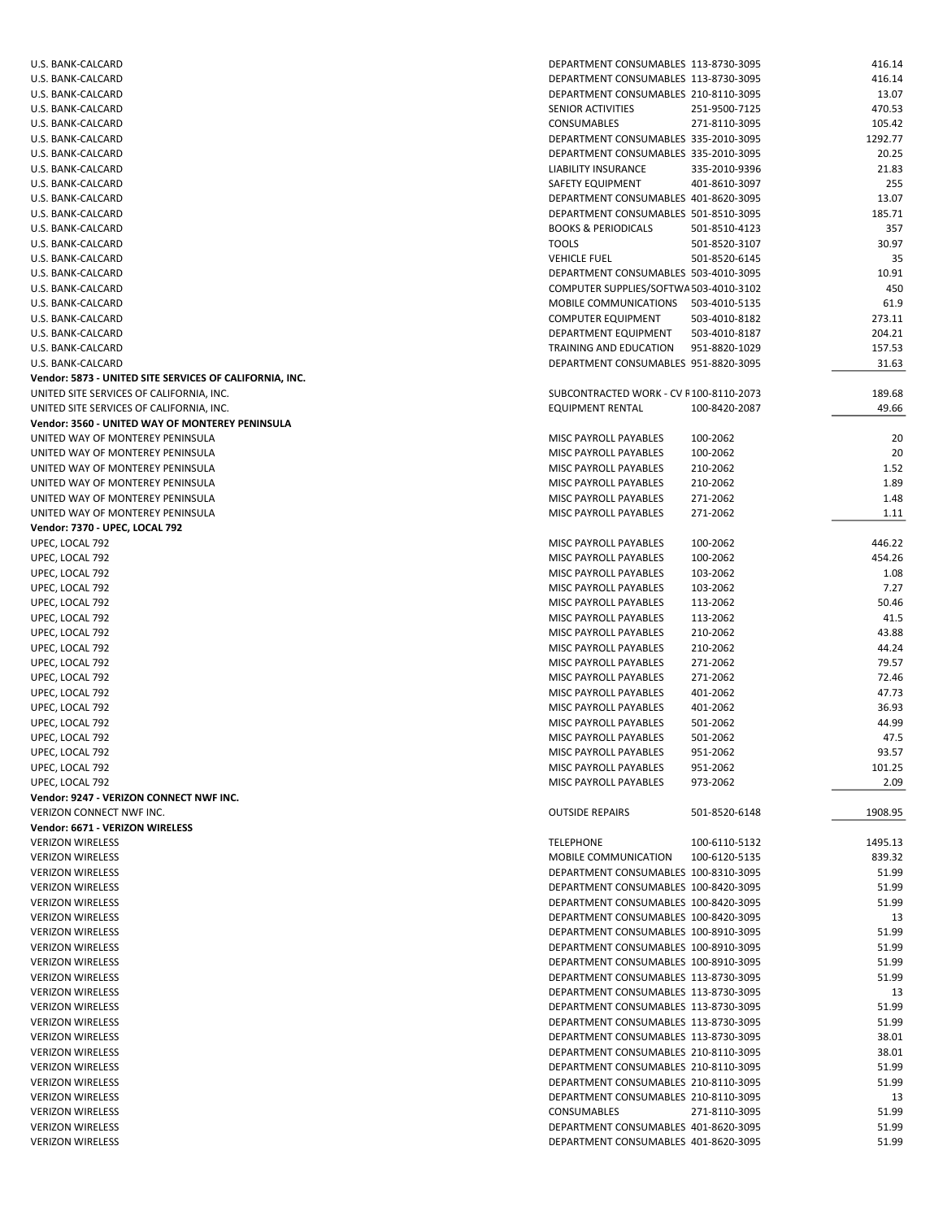| Vendor | Description | Account | Amount |
|---|---|---|---|
| U.S. BANK-CALCARD | DEPARTMENT CONSUMABLES | 113-8730-3095 | 416.14 |
| U.S. BANK-CALCARD | DEPARTMENT CONSUMABLES | 113-8730-3095 | 416.14 |
| U.S. BANK-CALCARD | DEPARTMENT CONSUMABLES | 210-8110-3095 | 13.07 |
| U.S. BANK-CALCARD | SENIOR ACTIVITIES | 251-9500-7125 | 470.53 |
| U.S. BANK-CALCARD | CONSUMABLES | 271-8110-3095 | 105.42 |
| U.S. BANK-CALCARD | DEPARTMENT CONSUMABLES | 335-2010-3095 | 1292.77 |
| U.S. BANK-CALCARD | DEPARTMENT CONSUMABLES | 335-2010-3095 | 20.25 |
| U.S. BANK-CALCARD | LIABILITY INSURANCE | 335-2010-9396 | 21.83 |
| U.S. BANK-CALCARD | SAFETY EQUIPMENT | 401-8610-3097 | 255 |
| U.S. BANK-CALCARD | DEPARTMENT CONSUMABLES | 401-8620-3095 | 13.07 |
| U.S. BANK-CALCARD | DEPARTMENT CONSUMABLES | 501-8510-3095 | 185.71 |
| U.S. BANK-CALCARD | BOOKS & PERIODICALS | 501-8510-4123 | 357 |
| U.S. BANK-CALCARD | TOOLS | 501-8520-3107 | 30.97 |
| U.S. BANK-CALCARD | VEHICLE FUEL | 501-8520-6145 | 35 |
| U.S. BANK-CALCARD | DEPARTMENT CONSUMABLES | 503-4010-3095 | 10.91 |
| U.S. BANK-CALCARD | COMPUTER SUPPLIES/SOFTWA | 503-4010-3102 | 450 |
| U.S. BANK-CALCARD | MOBILE COMMUNICATIONS | 503-4010-5135 | 61.9 |
| U.S. BANK-CALCARD | COMPUTER EQUIPMENT | 503-4010-8182 | 273.11 |
| U.S. BANK-CALCARD | DEPARTMENT EQUIPMENT | 503-4010-8187 | 204.21 |
| U.S. BANK-CALCARD | TRAINING AND EDUCATION | 951-8820-1029 | 157.53 |
| U.S. BANK-CALCARD | DEPARTMENT CONSUMABLES | 951-8820-3095 | 31.63 |
| **Vendor: 5873 - UNITED SITE SERVICES OF CALIFORNIA, INC.** | | | |
| UNITED SITE SERVICES OF CALIFORNIA, INC. | SUBCONTRACTED WORK - CV F | 100-8110-2073 | 189.68 |
| UNITED SITE SERVICES OF CALIFORNIA, INC. | EQUIPMENT RENTAL | 100-8420-2087 | 49.66 |
| **Vendor: 3560 - UNITED WAY OF MONTEREY PENINSULA** | | | |
| UNITED WAY OF MONTEREY PENINSULA | MISC PAYROLL PAYABLES | 100-2062 | 20 |
| UNITED WAY OF MONTEREY PENINSULA | MISC PAYROLL PAYABLES | 100-2062 | 20 |
| UNITED WAY OF MONTEREY PENINSULA | MISC PAYROLL PAYABLES | 210-2062 | 1.52 |
| UNITED WAY OF MONTEREY PENINSULA | MISC PAYROLL PAYABLES | 210-2062 | 1.89 |
| UNITED WAY OF MONTEREY PENINSULA | MISC PAYROLL PAYABLES | 271-2062 | 1.48 |
| UNITED WAY OF MONTEREY PENINSULA | MISC PAYROLL PAYABLES | 271-2062 | 1.11 |
| **Vendor: 7370 - UPEC, LOCAL 792** | | | |
| UPEC, LOCAL 792 | MISC PAYROLL PAYABLES | 100-2062 | 446.22 |
| UPEC, LOCAL 792 | MISC PAYROLL PAYABLES | 100-2062 | 454.26 |
| UPEC, LOCAL 792 | MISC PAYROLL PAYABLES | 103-2062 | 1.08 |
| UPEC, LOCAL 792 | MISC PAYROLL PAYABLES | 103-2062 | 7.27 |
| UPEC, LOCAL 792 | MISC PAYROLL PAYABLES | 113-2062 | 50.46 |
| UPEC, LOCAL 792 | MISC PAYROLL PAYABLES | 113-2062 | 41.5 |
| UPEC, LOCAL 792 | MISC PAYROLL PAYABLES | 210-2062 | 43.88 |
| UPEC, LOCAL 792 | MISC PAYROLL PAYABLES | 210-2062 | 44.24 |
| UPEC, LOCAL 792 | MISC PAYROLL PAYABLES | 271-2062 | 79.57 |
| UPEC, LOCAL 792 | MISC PAYROLL PAYABLES | 271-2062 | 72.46 |
| UPEC, LOCAL 792 | MISC PAYROLL PAYABLES | 401-2062 | 47.73 |
| UPEC, LOCAL 792 | MISC PAYROLL PAYABLES | 401-2062 | 36.93 |
| UPEC, LOCAL 792 | MISC PAYROLL PAYABLES | 501-2062 | 44.99 |
| UPEC, LOCAL 792 | MISC PAYROLL PAYABLES | 501-2062 | 47.5 |
| UPEC, LOCAL 792 | MISC PAYROLL PAYABLES | 951-2062 | 93.57 |
| UPEC, LOCAL 792 | MISC PAYROLL PAYABLES | 951-2062 | 101.25 |
| UPEC, LOCAL 792 | MISC PAYROLL PAYABLES | 973-2062 | 2.09 |
| **Vendor: 9247 - VERIZON CONNECT NWF INC.** | | | |
| VERIZON CONNECT NWF INC. | OUTSIDE REPAIRS | 501-8520-6148 | 1908.95 |
| **Vendor: 6671 - VERIZON WIRELESS** | | | |
| VERIZON WIRELESS | TELEPHONE | 100-6110-5132 | 1495.13 |
| VERIZON WIRELESS | MOBILE COMMUNICATION | 100-6120-5135 | 839.32 |
| VERIZON WIRELESS | DEPARTMENT CONSUMABLES | 100-8310-3095 | 51.99 |
| VERIZON WIRELESS | DEPARTMENT CONSUMABLES | 100-8420-3095 | 51.99 |
| VERIZON WIRELESS | DEPARTMENT CONSUMABLES | 100-8420-3095 | 51.99 |
| VERIZON WIRELESS | DEPARTMENT CONSUMABLES | 100-8420-3095 | 13 |
| VERIZON WIRELESS | DEPARTMENT CONSUMABLES | 100-8910-3095 | 51.99 |
| VERIZON WIRELESS | DEPARTMENT CONSUMABLES | 100-8910-3095 | 51.99 |
| VERIZON WIRELESS | DEPARTMENT CONSUMABLES | 100-8910-3095 | 51.99 |
| VERIZON WIRELESS | DEPARTMENT CONSUMABLES | 113-8730-3095 | 51.99 |
| VERIZON WIRELESS | DEPARTMENT CONSUMABLES | 113-8730-3095 | 13 |
| VERIZON WIRELESS | DEPARTMENT CONSUMABLES | 113-8730-3095 | 51.99 |
| VERIZON WIRELESS | DEPARTMENT CONSUMABLES | 113-8730-3095 | 51.99 |
| VERIZON WIRELESS | DEPARTMENT CONSUMABLES | 113-8730-3095 | 38.01 |
| VERIZON WIRELESS | DEPARTMENT CONSUMABLES | 210-8110-3095 | 38.01 |
| VERIZON WIRELESS | DEPARTMENT CONSUMABLES | 210-8110-3095 | 51.99 |
| VERIZON WIRELESS | DEPARTMENT CONSUMABLES | 210-8110-3095 | 51.99 |
| VERIZON WIRELESS | DEPARTMENT CONSUMABLES | 210-8110-3095 | 13 |
| VERIZON WIRELESS | CONSUMABLES | 271-8110-3095 | 51.99 |
| VERIZON WIRELESS | DEPARTMENT CONSUMABLES | 401-8620-3095 | 51.99 |
| VERIZON WIRELESS | DEPARTMENT CONSUMABLES | 401-8620-3095 | 51.99 |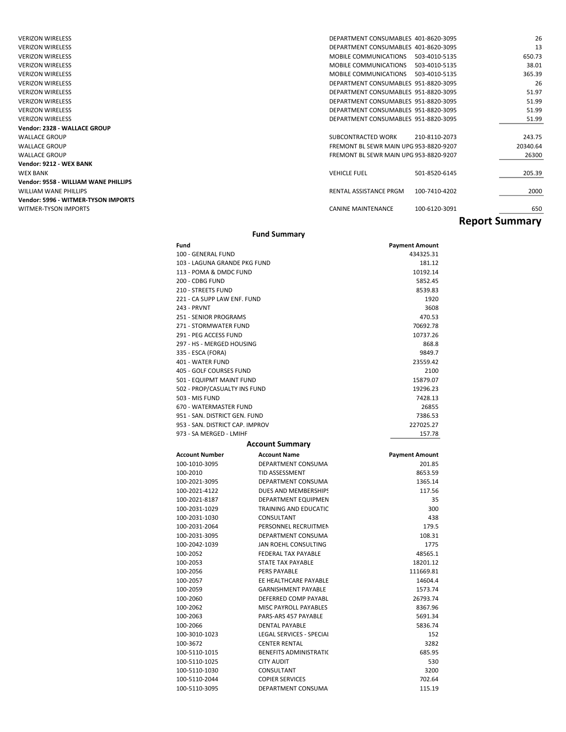| Vendor | Description | Account | Amount |
|---|---|---|---|
| VERIZON WIRELESS | DEPARTMENT CONSUMABLES | 401-8620-3095 | 26 |
| VERIZON WIRELESS | DEPARTMENT CONSUMABLES | 401-8620-3095 | 13 |
| VERIZON WIRELESS | MOBILE COMMUNICATIONS | 503-4010-5135 | 650.73 |
| VERIZON WIRELESS | MOBILE COMMUNICATIONS | 503-4010-5135 | 38.01 |
| VERIZON WIRELESS | MOBILE COMMUNICATIONS | 503-4010-5135 | 365.39 |
| VERIZON WIRELESS | DEPARTMENT CONSUMABLES | 951-8820-3095 | 26 |
| VERIZON WIRELESS | DEPARTMENT CONSUMABLES | 951-8820-3095 | 51.97 |
| VERIZON WIRELESS | DEPARTMENT CONSUMABLES | 951-8820-3095 | 51.99 |
| VERIZON WIRELESS | DEPARTMENT CONSUMABLES | 951-8820-3095 | 51.99 |
| VERIZON WIRELESS | DEPARTMENT CONSUMABLES | 951-8820-3095 | 51.99 |
| **Vendor: 2328 - WALLACE GROUP** | | | |
| WALLACE GROUP | SUBCONTRACTED WORK | 210-8110-2073 | 243.75 |
| WALLACE GROUP | FREMONT BL SEWR MAIN UPG | 953-8820-9207 | 20340.64 |
| WALLACE GROUP | FREMONT BL SEWR MAIN UPG | 953-8820-9207 | 26300 |
| **Vendor: 9212 - WEX BANK** | | | |
| WEX BANK | VEHICLE FUEL | 501-8520-6145 | 205.39 |
| **Vendor: 9558 - WILLIAM WANE PHILLIPS** | | | |
| WILLIAM WANE PHILLIPS | RENTAL ASSISTANCE PRGM | 100-7410-4202 | 2000 |
| **Vendor: 5996 - WITMER-TYSON IMPORTS** | | | |
| WITMER-TYSON IMPORTS | CANINE MAINTENANCE | 100-6120-3091 | 650 |

## Report Summary

### Fund Summary

| Fund | Payment Amount |
|---|---|
| 100 - GENERAL FUND | 434325.31 |
| 103 - LAGUNA GRANDE PKG FUND | 181.12 |
| 113 - POMA & DMDC FUND | 10192.14 |
| 200 - CDBG FUND | 5852.45 |
| 210 - STREETS FUND | 8539.83 |
| 221 - CA SUPP LAW ENF. FUND | 1920 |
| 243 - PRVNT | 3608 |
| 251 - SENIOR PROGRAMS | 470.53 |
| 271 - STORMWATER FUND | 70692.78 |
| 291 - PEG ACCESS FUND | 10737.26 |
| 297 - HS - MERGED HOUSING | 868.8 |
| 335 - ESCA (FORA) | 9849.7 |
| 401 - WATER FUND | 23559.42 |
| 405 - GOLF COURSES FUND | 2100 |
| 501 - EQUIPMT MAINT FUND | 15879.07 |
| 502 - PROP/CASUALTY INS FUND | 19296.23 |
| 503 - MIS FUND | 7428.13 |
| 670 - WATERMASTER FUND | 26855 |
| 951 - SAN. DISTRICT GEN. FUND | 7386.53 |
| 953 - SAN. DISTRICT CAP. IMPROV | 227025.27 |
| 973 - SA MERGED - LMIHF | 157.78 |

### Account Summary

| Account Number | Account Name | Payment Amount |
|---|---|---|
| 100-1010-3095 | DEPARTMENT CONSUMA | 201.85 |
| 100-2010 | TID ASSESSMENT | 8653.59 |
| 100-2021-3095 | DEPARTMENT CONSUMA | 1365.14 |
| 100-2021-4122 | DUES AND MEMBERSHIPS | 117.56 |
| 100-2021-8187 | DEPARTMENT EQUIPMEN | 35 |
| 100-2031-1029 | TRAINING AND EDUCATIC | 300 |
| 100-2031-1030 | CONSULTANT | 438 |
| 100-2031-2064 | PERSONNEL RECRUITMEN | 179.5 |
| 100-2031-3095 | DEPARTMENT CONSUMA | 108.31 |
| 100-2042-1039 | JAN ROEHL CONSULTING | 1775 |
| 100-2052 | FEDERAL TAX PAYABLE | 48565.1 |
| 100-2053 | STATE TAX PAYABLE | 18201.12 |
| 100-2056 | PERS PAYABLE | 111669.81 |
| 100-2057 | EE HEALTHCARE PAYABLE | 14604.4 |
| 100-2059 | GARNISHMENT PAYABLE | 1573.74 |
| 100-2060 | DEFERRED COMP PAYABL | 26793.74 |
| 100-2062 | MISC PAYROLL PAYABLES | 8367.96 |
| 100-2063 | PARS-ARS 457 PAYABLE | 5691.34 |
| 100-2066 | DENTAL PAYABLE | 5836.74 |
| 100-3010-1023 | LEGAL SERVICES - SPECIAL | 152 |
| 100-3672 | CENTER RENTAL | 3282 |
| 100-5110-1015 | BENEFITS ADMINISTRATIC | 685.95 |
| 100-5110-1025 | CITY AUDIT | 530 |
| 100-5110-1030 | CONSULTANT | 3200 |
| 100-5110-2044 | COPIER SERVICES | 702.64 |
| 100-5110-3095 | DEPARTMENT CONSUMA | 115.19 |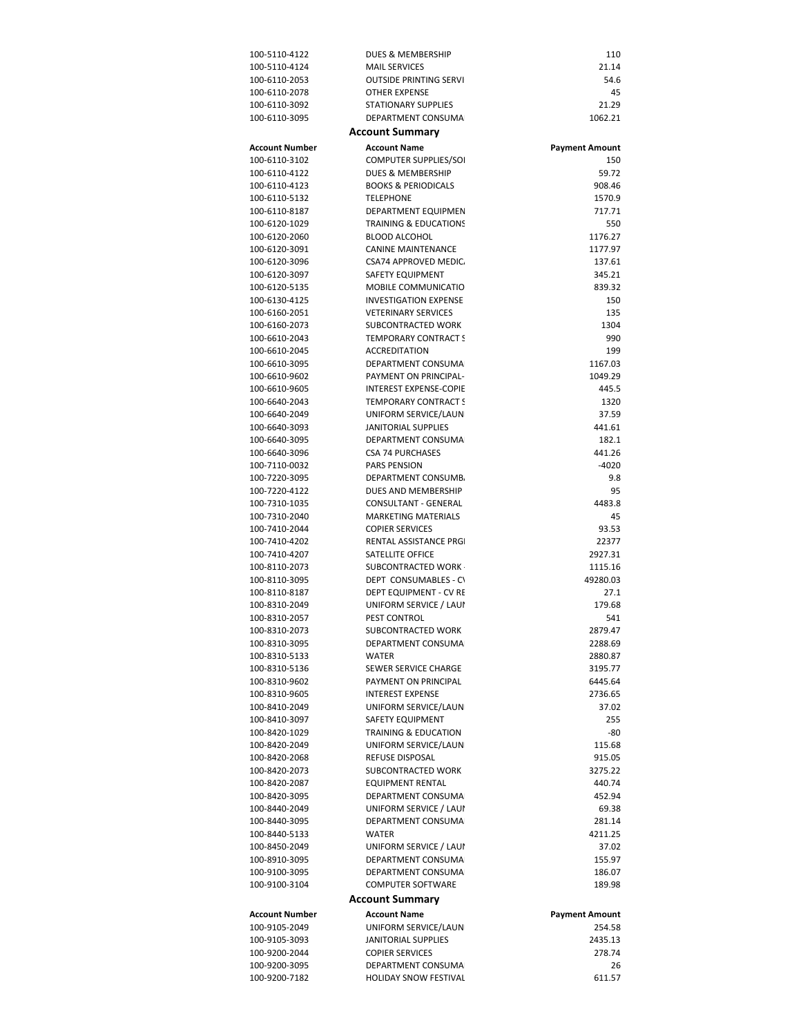| | | |
|---|---|---|
| 100-5110-4122 | DUES & MEMBERSHIP | 110 |
| 100-5110-4124 | MAIL SERVICES | 21.14 |
| 100-6110-2053 | OUTSIDE PRINTING SERVI | 54.6 |
| 100-6110-2078 | OTHER EXPENSE | 45 |
| 100-6110-3092 | STATIONARY SUPPLIES | 21.29 |
| 100-6110-3095 | DEPARTMENT CONSUMA | 1062.21 |

## Account Summary

| Account Number | Account Name | Payment Amount |
|---|---|---|
| 100-6110-3102 | COMPUTER SUPPLIES/SOI | 150 |
| 100-6110-4122 | DUES & MEMBERSHIP | 59.72 |
| 100-6110-4123 | BOOKS & PERIODICALS | 908.46 |
| 100-6110-5132 | TELEPHONE | 1570.9 |
| 100-6110-8187 | DEPARTMENT EQUIPMEN | 717.71 |
| 100-6120-1029 | TRAINING & EDUCATIONS | 550 |
| 100-6120-2060 | BLOOD ALCOHOL | 1176.27 |
| 100-6120-3091 | CANINE MAINTENANCE | 1177.97 |
| 100-6120-3096 | CSA74 APPROVED MEDIC | 137.61 |
| 100-6120-3097 | SAFETY EQUIPMENT | 345.21 |
| 100-6120-5135 | MOBILE COMMUNICATIO | 839.32 |
| 100-6130-4125 | INVESTIGATION EXPENSE | 150 |
| 100-6160-2051 | VETERINARY SERVICES | 135 |
| 100-6160-2073 | SUBCONTRACTED WORK | 1304 |
| 100-6610-2043 | TEMPORARY CONTRACT S | 990 |
| 100-6610-2045 | ACCREDITATION | 199 |
| 100-6610-3095 | DEPARTMENT CONSUMA | 1167.03 |
| 100-6610-9602 | PAYMENT ON PRINCIPAL- | 1049.29 |
| 100-6610-9605 | INTEREST EXPENSE-COPIE | 445.5 |
| 100-6640-2043 | TEMPORARY CONTRACT S | 1320 |
| 100-6640-2049 | UNIFORM SERVICE/LAUN | 37.59 |
| 100-6640-3093 | JANITORIAL SUPPLIES | 441.61 |
| 100-6640-3095 | DEPARTMENT CONSUMA | 182.1 |
| 100-6640-3096 | CSA 74 PURCHASES | 441.26 |
| 100-7110-0032 | PARS PENSION | -4020 |
| 100-7220-3095 | DEPARTMENT CONSUMB | 9.8 |
| 100-7220-4122 | DUES AND MEMBERSHIP | 95 |
| 100-7310-1035 | CONSULTANT - GENERAL | 4483.8 |
| 100-7310-2040 | MARKETING MATERIALS | 45 |
| 100-7410-2044 | COPIER SERVICES | 93.53 |
| 100-7410-4202 | RENTAL ASSISTANCE PRGI | 22377 |
| 100-7410-4207 | SATELLITE OFFICE | 2927.31 |
| 100-8110-2073 | SUBCONTRACTED WORK | 1115.16 |
| 100-8110-3095 | DEPT CONSUMABLES - C\ | 49280.03 |
| 100-8110-8187 | DEPT EQUIPMENT - CV RE | 27.1 |
| 100-8310-2049 | UNIFORM SERVICE / LAUI | 179.68 |
| 100-8310-2057 | PEST CONTROL | 541 |
| 100-8310-2073 | SUBCONTRACTED WORK | 2879.47 |
| 100-8310-3095 | DEPARTMENT CONSUMA | 2288.69 |
| 100-8310-5133 | WATER | 2880.87 |
| 100-8310-5136 | SEWER SERVICE CHARGE | 3195.77 |
| 100-8310-9602 | PAYMENT ON PRINCIPAL | 6445.64 |
| 100-8310-9605 | INTEREST EXPENSE | 2736.65 |
| 100-8410-2049 | UNIFORM SERVICE/LAUN | 37.02 |
| 100-8410-3097 | SAFETY EQUIPMENT | 255 |
| 100-8420-1029 | TRAINING & EDUCATION | -80 |
| 100-8420-2049 | UNIFORM SERVICE/LAUN | 115.68 |
| 100-8420-2068 | REFUSE DISPOSAL | 915.05 |
| 100-8420-2073 | SUBCONTRACTED WORK | 3275.22 |
| 100-8420-2087 | EQUIPMENT RENTAL | 440.74 |
| 100-8420-3095 | DEPARTMENT CONSUMA | 452.94 |
| 100-8440-2049 | UNIFORM SERVICE / LAUI | 69.38 |
| 100-8440-3095 | DEPARTMENT CONSUMA | 281.14 |
| 100-8440-5133 | WATER | 4211.25 |
| 100-8450-2049 | UNIFORM SERVICE / LAUI | 37.02 |
| 100-8910-3095 | DEPARTMENT CONSUMA | 155.97 |
| 100-9100-3095 | DEPARTMENT CONSUMA | 186.07 |
| 100-9100-3104 | COMPUTER SOFTWARE | 189.98 |

## Account Summary

| Account Number | Account Name | Payment Amount |
|---|---|---|
| 100-9105-2049 | UNIFORM SERVICE/LAUN | 254.58 |
| 100-9105-3093 | JANITORIAL SUPPLIES | 2435.13 |
| 100-9200-2044 | COPIER SERVICES | 278.74 |
| 100-9200-3095 | DEPARTMENT CONSUMA | 26 |
| 100-9200-7182 | HOLIDAY SNOW FESTIVAL | 611.57 |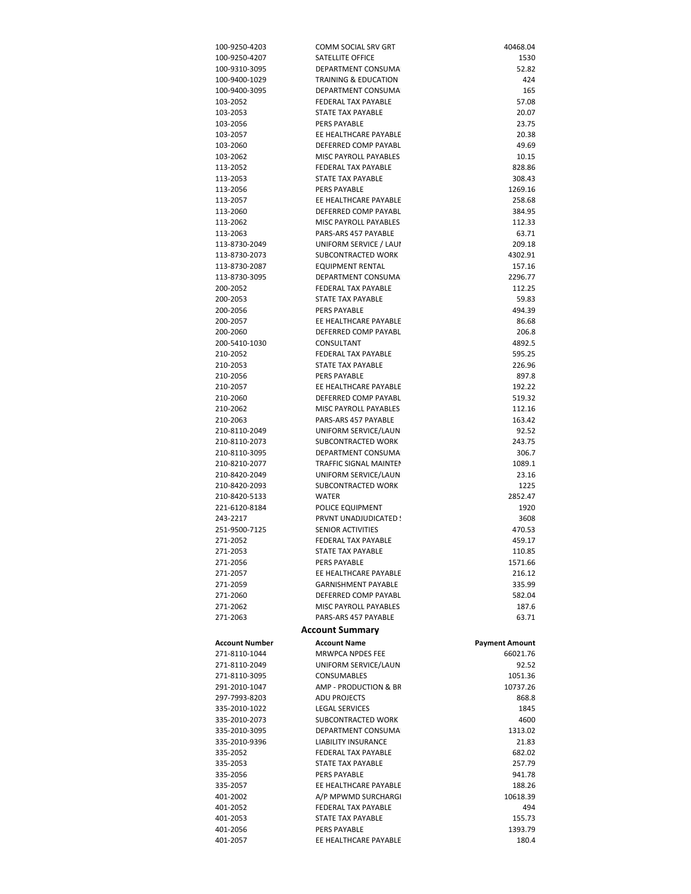| | | |
|---|---|---|
| 100-9250-4203 | COMM SOCIAL SRV GRT | 40468.04 |
| 100-9250-4207 | SATELLITE OFFICE | 1530 |
| 100-9310-3095 | DEPARTMENT CONSUMA | 52.82 |
| 100-9400-1029 | TRAINING & EDUCATION | 424 |
| 100-9400-3095 | DEPARTMENT CONSUMA | 165 |
| 103-2052 | FEDERAL TAX PAYABLE | 57.08 |
| 103-2053 | STATE TAX PAYABLE | 20.07 |
| 103-2056 | PERS PAYABLE | 23.75 |
| 103-2057 | EE HEALTHCARE PAYABLE | 20.38 |
| 103-2060 | DEFERRED COMP PAYABL | 49.69 |
| 103-2062 | MISC PAYROLL PAYABLES | 10.15 |
| 113-2052 | FEDERAL TAX PAYABLE | 828.86 |
| 113-2053 | STATE TAX PAYABLE | 308.43 |
| 113-2056 | PERS PAYABLE | 1269.16 |
| 113-2057 | EE HEALTHCARE PAYABLE | 258.68 |
| 113-2060 | DEFERRED COMP PAYABL | 384.95 |
| 113-2062 | MISC PAYROLL PAYABLES | 112.33 |
| 113-2063 | PARS-ARS 457 PAYABLE | 63.71 |
| 113-8730-2049 | UNIFORM SERVICE / LAUI | 209.18 |
| 113-8730-2073 | SUBCONTRACTED WORK | 4302.91 |
| 113-8730-2087 | EQUIPMENT RENTAL | 157.16 |
| 113-8730-3095 | DEPARTMENT CONSUMA | 2296.77 |
| 200-2052 | FEDERAL TAX PAYABLE | 112.25 |
| 200-2053 | STATE TAX PAYABLE | 59.83 |
| 200-2056 | PERS PAYABLE | 494.39 |
| 200-2057 | EE HEALTHCARE PAYABLE | 86.68 |
| 200-2060 | DEFERRED COMP PAYABL | 206.8 |
| 200-5410-1030 | CONSULTANT | 4892.5 |
| 210-2052 | FEDERAL TAX PAYABLE | 595.25 |
| 210-2053 | STATE TAX PAYABLE | 226.96 |
| 210-2056 | PERS PAYABLE | 897.8 |
| 210-2057 | EE HEALTHCARE PAYABLE | 192.22 |
| 210-2060 | DEFERRED COMP PAYABL | 519.32 |
| 210-2062 | MISC PAYROLL PAYABLES | 112.16 |
| 210-2063 | PARS-ARS 457 PAYABLE | 163.42 |
| 210-8110-2049 | UNIFORM SERVICE/LAUN | 92.52 |
| 210-8110-2073 | SUBCONTRACTED WORK | 243.75 |
| 210-8110-3095 | DEPARTMENT CONSUMA | 306.7 |
| 210-8210-2077 | TRAFFIC SIGNAL MAINTEN | 1089.1 |
| 210-8420-2049 | UNIFORM SERVICE/LAUN | 23.16 |
| 210-8420-2093 | SUBCONTRACTED WORK | 1225 |
| 210-8420-5133 | WATER | 2852.47 |
| 221-6120-8184 | POLICE EQUIPMENT | 1920 |
| 243-2217 | PRVNT UNADJUDICATED ! | 3608 |
| 251-9500-7125 | SENIOR ACTIVITIES | 470.53 |
| 271-2052 | FEDERAL TAX PAYABLE | 459.17 |
| 271-2053 | STATE TAX PAYABLE | 110.85 |
| 271-2056 | PERS PAYABLE | 1571.66 |
| 271-2057 | EE HEALTHCARE PAYABLE | 216.12 |
| 271-2059 | GARNISHMENT PAYABLE | 335.99 |
| 271-2060 | DEFERRED COMP PAYABL | 582.04 |
| 271-2062 | MISC PAYROLL PAYABLES | 187.6 |
| 271-2063 | PARS-ARS 457 PAYABLE | 63.71 |

## Account Summary

| Account Number | Account Name | Payment Amount |
|---|---|---|
| 271-8110-1044 | MRWPCA NPDES FEE | 66021.76 |
| 271-8110-2049 | UNIFORM SERVICE/LAUN | 92.52 |
| 271-8110-3095 | CONSUMABLES | 1051.36 |
| 291-2010-1047 | AMP - PRODUCTION & BR | 10737.26 |
| 297-7993-8203 | ADU PROJECTS | 868.8 |
| 335-2010-1022 | LEGAL SERVICES | 1845 |
| 335-2010-2073 | SUBCONTRACTED WORK | 4600 |
| 335-2010-3095 | DEPARTMENT CONSUMA | 1313.02 |
| 335-2010-9396 | LIABILITY INSURANCE | 21.83 |
| 335-2052 | FEDERAL TAX PAYABLE | 682.02 |
| 335-2053 | STATE TAX PAYABLE | 257.79 |
| 335-2056 | PERS PAYABLE | 941.78 |
| 335-2057 | EE HEALTHCARE PAYABLE | 188.26 |
| 401-2002 | A/P MPWMD SURCHARGI | 10618.39 |
| 401-2052 | FEDERAL TAX PAYABLE | 494 |
| 401-2053 | STATE TAX PAYABLE | 155.73 |
| 401-2056 | PERS PAYABLE | 1393.79 |
| 401-2057 | EE HEALTHCARE PAYABLE | 180.4 |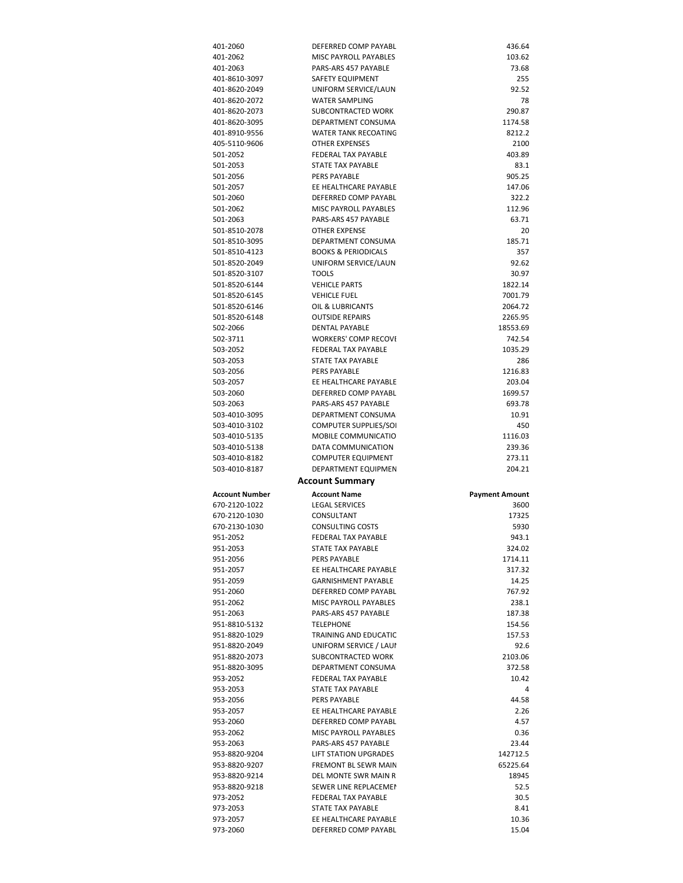| | | |
|---|---|---|
| 401-2060 | DEFERRED COMP PAYABL | 436.64 |
| 401-2062 | MISC PAYROLL PAYABLES | 103.62 |
| 401-2063 | PARS-ARS 457 PAYABLE | 73.68 |
| 401-8610-3097 | SAFETY EQUIPMENT | 255 |
| 401-8620-2049 | UNIFORM SERVICE/LAUN | 92.52 |
| 401-8620-2072 | WATER SAMPLING | 78 |
| 401-8620-2073 | SUBCONTRACTED WORK | 290.87 |
| 401-8620-3095 | DEPARTMENT CONSUMA | 1174.58 |
| 401-8910-9556 | WATER TANK RECOATING | 8212.2 |
| 405-5110-9606 | OTHER EXPENSES | 2100 |
| 501-2052 | FEDERAL TAX PAYABLE | 403.89 |
| 501-2053 | STATE TAX PAYABLE | 83.1 |
| 501-2056 | PERS PAYABLE | 905.25 |
| 501-2057 | EE HEALTHCARE PAYABLE | 147.06 |
| 501-2060 | DEFERRED COMP PAYABL | 322.2 |
| 501-2062 | MISC PAYROLL PAYABLES | 112.96 |
| 501-2063 | PARS-ARS 457 PAYABLE | 63.71 |
| 501-8510-2078 | OTHER EXPENSE | 20 |
| 501-8510-3095 | DEPARTMENT CONSUMA | 185.71 |
| 501-8510-4123 | BOOKS & PERIODICALS | 357 |
| 501-8520-2049 | UNIFORM SERVICE/LAUN | 92.62 |
| 501-8520-3107 | TOOLS | 30.97 |
| 501-8520-6144 | VEHICLE PARTS | 1822.14 |
| 501-8520-6145 | VEHICLE FUEL | 7001.79 |
| 501-8520-6146 | OIL & LUBRICANTS | 2064.72 |
| 501-8520-6148 | OUTSIDE REPAIRS | 2265.95 |
| 502-2066 | DENTAL PAYABLE | 18553.69 |
| 502-3711 | WORKERS' COMP RECOVE | 742.54 |
| 503-2052 | FEDERAL TAX PAYABLE | 1035.29 |
| 503-2053 | STATE TAX PAYABLE | 286 |
| 503-2056 | PERS PAYABLE | 1216.83 |
| 503-2057 | EE HEALTHCARE PAYABLE | 203.04 |
| 503-2060 | DEFERRED COMP PAYABL | 1699.57 |
| 503-2063 | PARS-ARS 457 PAYABLE | 693.78 |
| 503-4010-3095 | DEPARTMENT CONSUMA | 10.91 |
| 503-4010-3102 | COMPUTER SUPPLIES/SOI | 450 |
| 503-4010-5135 | MOBILE COMMUNICATIO | 1116.03 |
| 503-4010-5138 | DATA COMMUNICATION | 239.36 |
| 503-4010-8182 | COMPUTER EQUIPMENT | 273.11 |
| 503-4010-8187 | DEPARTMENT EQUIPMEN | 204.21 |

## Account Summary

| Account Number | Account Name | Payment Amount |
|---|---|---|
| 670-2120-1022 | LEGAL SERVICES | 3600 |
| 670-2120-1030 | CONSULTANT | 17325 |
| 670-2130-1030 | CONSULTING COSTS | 5930 |
| 951-2052 | FEDERAL TAX PAYABLE | 943.1 |
| 951-2053 | STATE TAX PAYABLE | 324.02 |
| 951-2056 | PERS PAYABLE | 1714.11 |
| 951-2057 | EE HEALTHCARE PAYABLE | 317.32 |
| 951-2059 | GARNISHMENT PAYABLE | 14.25 |
| 951-2060 | DEFERRED COMP PAYABL | 767.92 |
| 951-2062 | MISC PAYROLL PAYABLES | 238.1 |
| 951-2063 | PARS-ARS 457 PAYABLE | 187.38 |
| 951-8810-5132 | TELEPHONE | 154.56 |
| 951-8820-1029 | TRAINING AND EDUCATIC | 157.53 |
| 951-8820-2049 | UNIFORM SERVICE / LAUI | 92.6 |
| 951-8820-2073 | SUBCONTRACTED WORK | 2103.06 |
| 951-8820-3095 | DEPARTMENT CONSUMA | 372.58 |
| 953-2052 | FEDERAL TAX PAYABLE | 10.42 |
| 953-2053 | STATE TAX PAYABLE | 4 |
| 953-2056 | PERS PAYABLE | 44.58 |
| 953-2057 | EE HEALTHCARE PAYABLE | 2.26 |
| 953-2060 | DEFERRED COMP PAYABL | 4.57 |
| 953-2062 | MISC PAYROLL PAYABLES | 0.36 |
| 953-2063 | PARS-ARS 457 PAYABLE | 23.44 |
| 953-8820-9204 | LIFT STATION UPGRADES | 142712.5 |
| 953-8820-9207 | FREMONT BL SEWR MAIN | 65225.64 |
| 953-8820-9214 | DEL MONTE SWR MAIN R | 18945 |
| 953-8820-9218 | SEWER LINE REPLACEMEI | 52.5 |
| 973-2052 | FEDERAL TAX PAYABLE | 30.5 |
| 973-2053 | STATE TAX PAYABLE | 8.41 |
| 973-2057 | EE HEALTHCARE PAYABLE | 10.36 |
| 973-2060 | DEFERRED COMP PAYABL | 15.04 |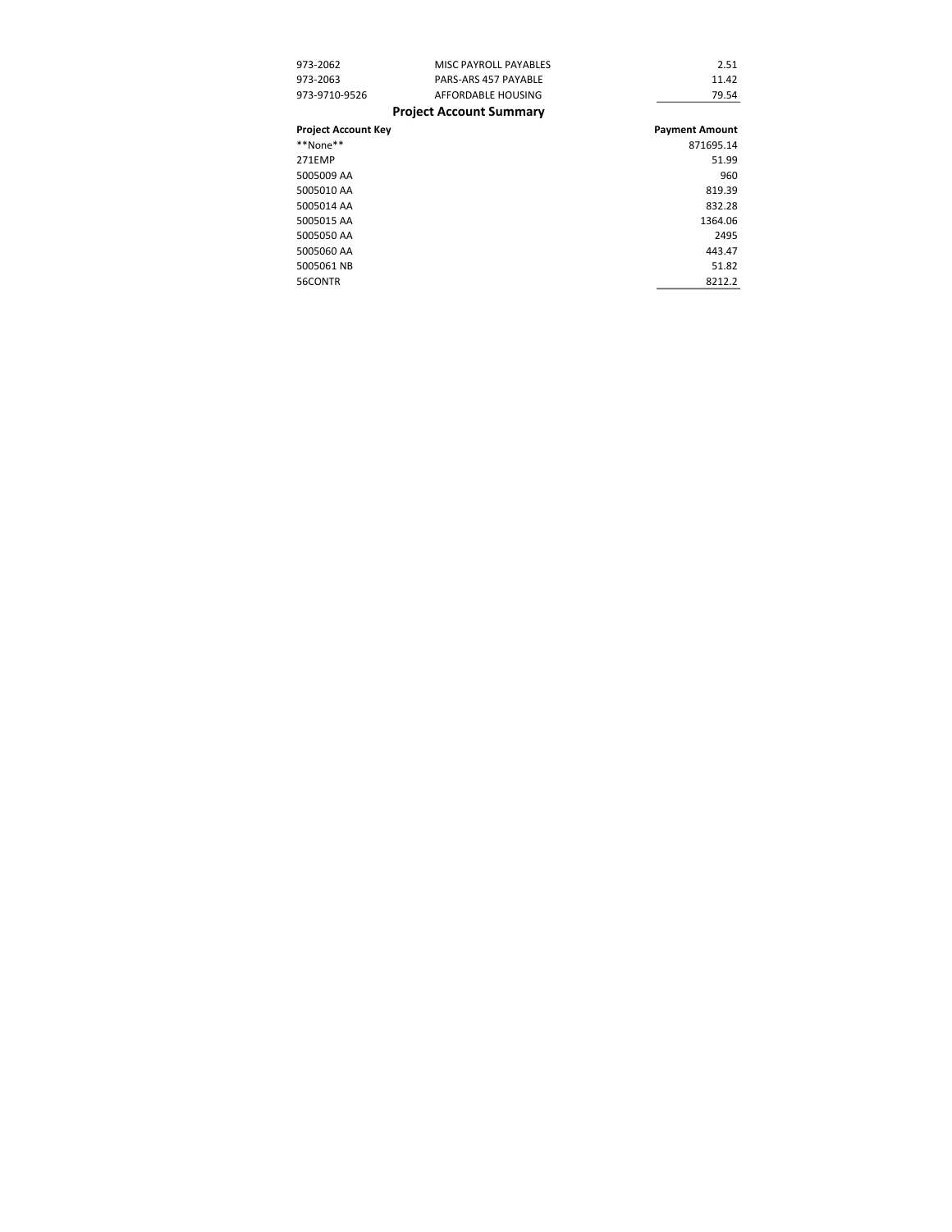| | | |
|---|---|---|
| 973-2062 | MISC PAYROLL PAYABLES | 2.51 |
| 973-2063 | PARS-ARS 457 PAYABLE | 11.42 |
| 973-9710-9526 | AFFORDABLE HOUSING | 79.54 |

## Project Account Summary

| Project Account Key | Payment Amount |
|---|---|
| **None** | 871695.14 |
| 271EMP | 51.99 |
| 5005009 AA | 960 |
| 5005010 AA | 819.39 |
| 5005014 AA | 832.28 |
| 5005015 AA | 1364.06 |
| 5005050 AA | 2495 |
| 5005060 AA | 443.47 |
| 5005061 NB | 51.82 |
| 56CONTR | 8212.2 |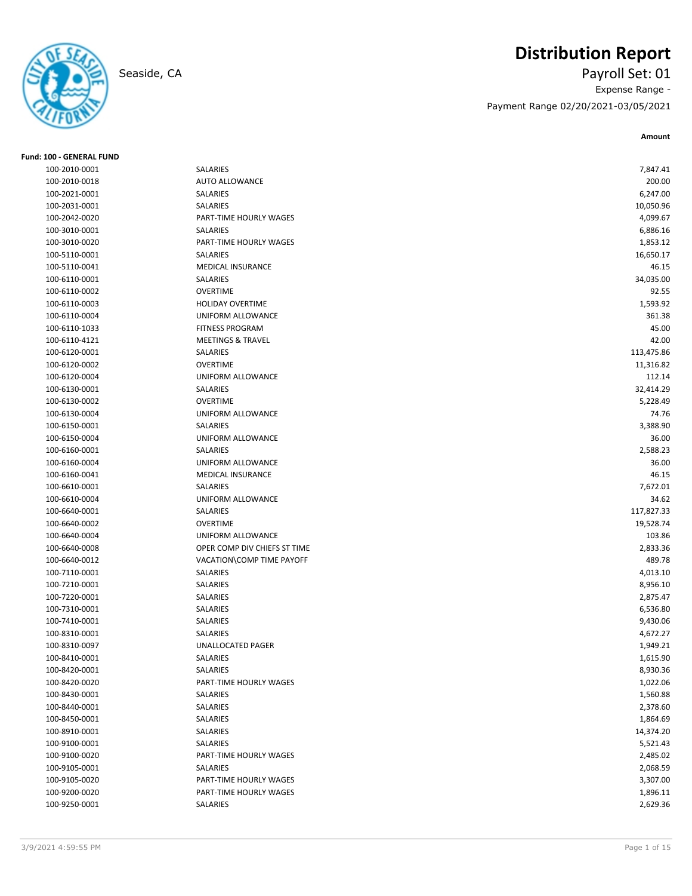# Distribution Report

Seaside, CA

Payroll Set: 01

Expense Range -

Payment Range 02/20/2021-03/05/2021

**Fund: 100 - GENERAL FUND**

| Account | Description | Amount |
|---|---|---|
| 100-2010-0001 | SALARIES | 7,847.41 |
| 100-2010-0018 | AUTO ALLOWANCE | 200.00 |
| 100-2021-0001 | SALARIES | 6,247.00 |
| 100-2031-0001 | SALARIES | 10,050.96 |
| 100-2042-0020 | PART-TIME HOURLY WAGES | 4,099.67 |
| 100-3010-0001 | SALARIES | 6,886.16 |
| 100-3010-0020 | PART-TIME HOURLY WAGES | 1,853.12 |
| 100-5110-0001 | SALARIES | 16,650.17 |
| 100-5110-0041 | MEDICAL INSURANCE | 46.15 |
| 100-6110-0001 | SALARIES | 34,035.00 |
| 100-6110-0002 | OVERTIME | 92.55 |
| 100-6110-0003 | HOLIDAY OVERTIME | 1,593.92 |
| 100-6110-0004 | UNIFORM ALLOWANCE | 361.38 |
| 100-6110-1033 | FITNESS PROGRAM | 45.00 |
| 100-6110-4121 | MEETINGS & TRAVEL | 42.00 |
| 100-6120-0001 | SALARIES | 113,475.86 |
| 100-6120-0002 | OVERTIME | 11,316.82 |
| 100-6120-0004 | UNIFORM ALLOWANCE | 112.14 |
| 100-6130-0001 | SALARIES | 32,414.29 |
| 100-6130-0002 | OVERTIME | 5,228.49 |
| 100-6130-0004 | UNIFORM ALLOWANCE | 74.76 |
| 100-6150-0001 | SALARIES | 3,388.90 |
| 100-6150-0004 | UNIFORM ALLOWANCE | 36.00 |
| 100-6160-0001 | SALARIES | 2,588.23 |
| 100-6160-0004 | UNIFORM ALLOWANCE | 36.00 |
| 100-6160-0041 | MEDICAL INSURANCE | 46.15 |
| 100-6610-0001 | SALARIES | 7,672.01 |
| 100-6610-0004 | UNIFORM ALLOWANCE | 34.62 |
| 100-6640-0001 | SALARIES | 117,827.33 |
| 100-6640-0002 | OVERTIME | 19,528.74 |
| 100-6640-0004 | UNIFORM ALLOWANCE | 103.86 |
| 100-6640-0008 | OPER COMP DIV CHIEFS ST TIME | 2,833.36 |
| 100-6640-0012 | VACATION\COMP TIME PAYOFF | 489.78 |
| 100-7110-0001 | SALARIES | 4,013.10 |
| 100-7210-0001 | SALARIES | 8,956.10 |
| 100-7220-0001 | SALARIES | 2,875.47 |
| 100-7310-0001 | SALARIES | 6,536.80 |
| 100-7410-0001 | SALARIES | 9,430.06 |
| 100-8310-0001 | SALARIES | 4,672.27 |
| 100-8310-0097 | UNALLOCATED PAGER | 1,949.21 |
| 100-8410-0001 | SALARIES | 1,615.90 |
| 100-8420-0001 | SALARIES | 8,930.36 |
| 100-8420-0020 | PART-TIME HOURLY WAGES | 1,022.06 |
| 100-8430-0001 | SALARIES | 1,560.88 |
| 100-8440-0001 | SALARIES | 2,378.60 |
| 100-8450-0001 | SALARIES | 1,864.69 |
| 100-8910-0001 | SALARIES | 14,374.20 |
| 100-9100-0001 | SALARIES | 5,521.43 |
| 100-9100-0020 | PART-TIME HOURLY WAGES | 2,485.02 |
| 100-9105-0001 | SALARIES | 2,068.59 |
| 100-9105-0020 | PART-TIME HOURLY WAGES | 3,307.00 |
| 100-9200-0020 | PART-TIME HOURLY WAGES | 1,896.11 |
| 100-9250-0001 | SALARIES | 2,629.36 |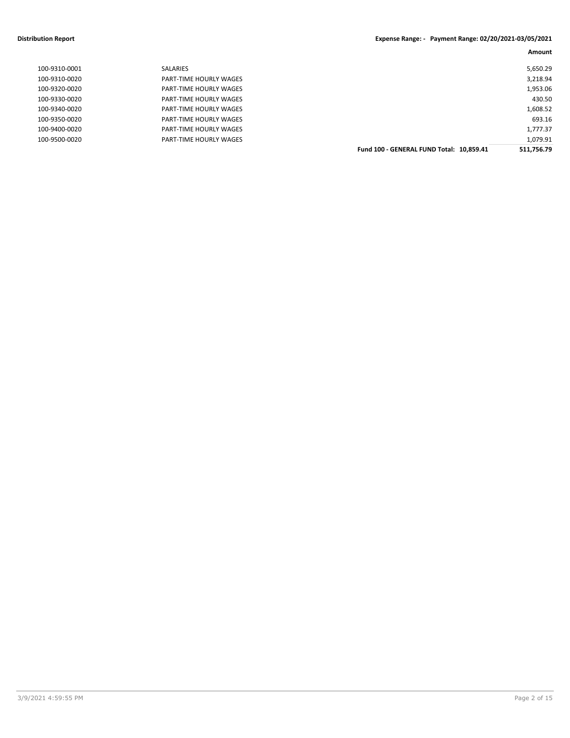| | | Amount |
|---|---|---|
| 100-9310-0001 | SALARIES | 5,650.29 |
| 100-9310-0020 | PART-TIME HOURLY WAGES | 3,218.94 |
| 100-9320-0020 | PART-TIME HOURLY WAGES | 1,953.06 |
| 100-9330-0020 | PART-TIME HOURLY WAGES | 430.50 |
| 100-9340-0020 | PART-TIME HOURLY WAGES | 1,608.52 |
| 100-9350-0020 | PART-TIME HOURLY WAGES | 693.16 |
| 100-9400-0020 | PART-TIME HOURLY WAGES | 1,777.37 |
| 100-9500-0020 | PART-TIME HOURLY WAGES | 1,079.91 |
| | **Fund 100 - GENERAL FUND Total: 10,859.41** | **511,756.79** |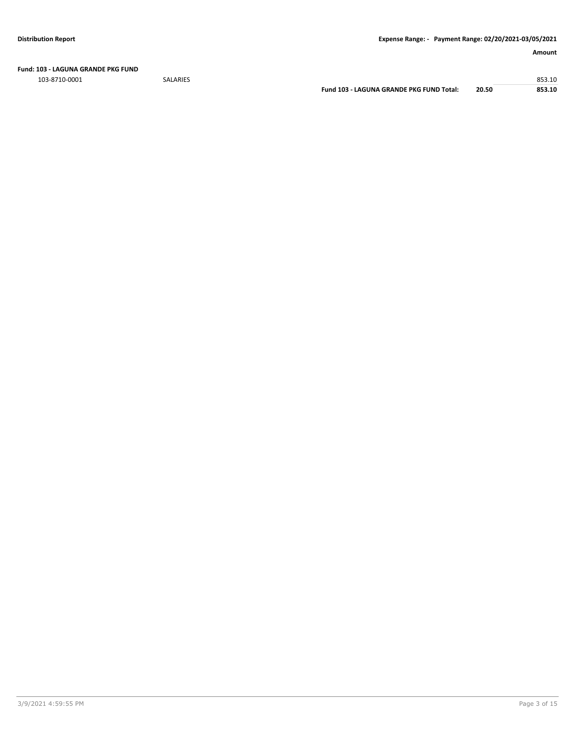**Fund: 103 - LAGUNA GRANDE PKG FUND**

| Account | Description | | | Amount |
|---|---|---|---|---|
| 103-8710-0001 | SALARIES | | | 853.10 |
| | | **Fund 103 - LAGUNA GRANDE PKG FUND Total:** | **20.50** | **853.10** |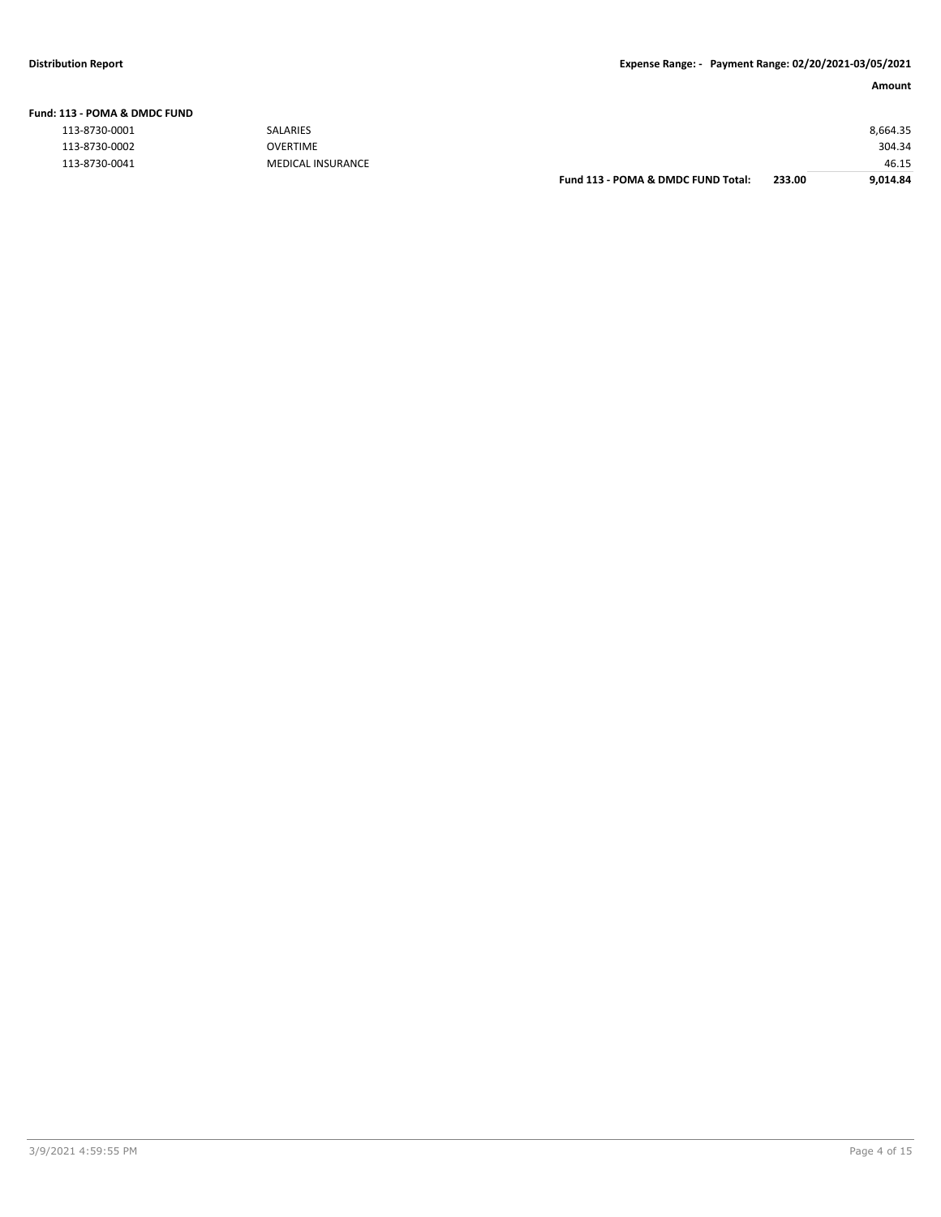| | | | | Amount |
|---|---|---|---|---|
| **Fund: 113 - POMA & DMDC FUND** | | | | |
| 113-8730-0001 | SALARIES | | | 8,664.35 |
| 113-8730-0002 | OVERTIME | | | 304.34 |
| 113-8730-0041 | MEDICAL INSURANCE | | | 46.15 |
| | | **Fund 113 - POMA & DMDC FUND Total:** | **233.00** | **9,014.84** |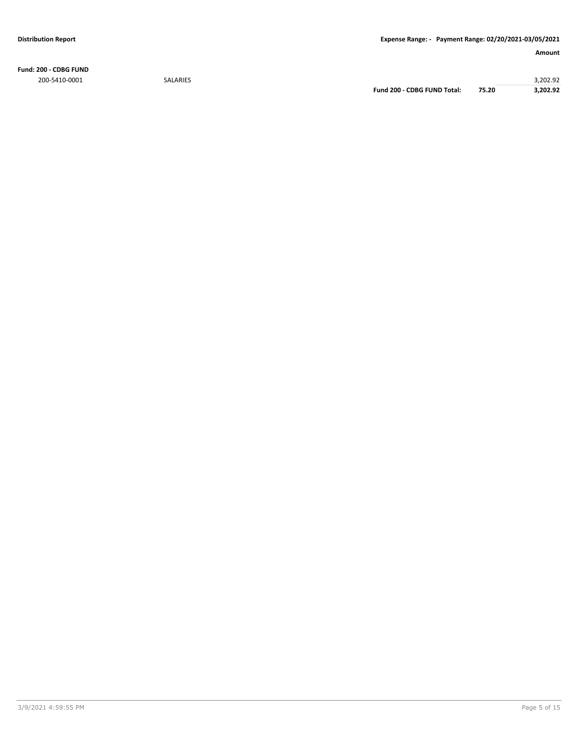**Distribution Report** **Expense Range: - Payment Range: 02/20/2021-03/05/2021**

| | | | | Amount |
|---|---|---|---|---|
| **Fund: 200 - CDBG FUND** | | | | |
| 200-5410-0001 | SALARIES | | | 3,202.92 |
| | | **Fund 200 - CDBG FUND Total:** | **75.20** | **3,202.92** |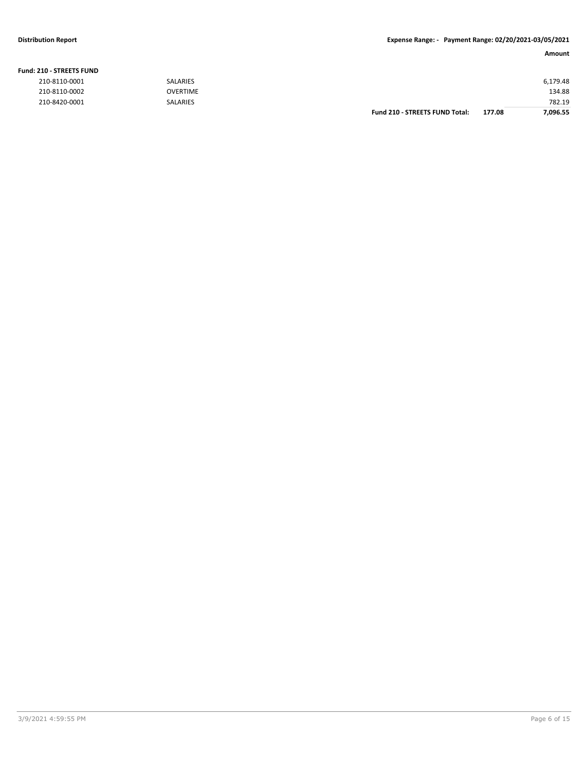| | | | Amount |
|---|---|---|---|
| **Fund: 210 - STREETS FUND** | | | |
| 210-8110-0001 | SALARIES | | 6,179.48 |
| 210-8110-0002 | OVERTIME | | 134.88 |
| 210-8420-0001 | SALARIES | | 782.19 |
| | **Fund 210 - STREETS FUND Total:** | **177.08** | **7,096.55** |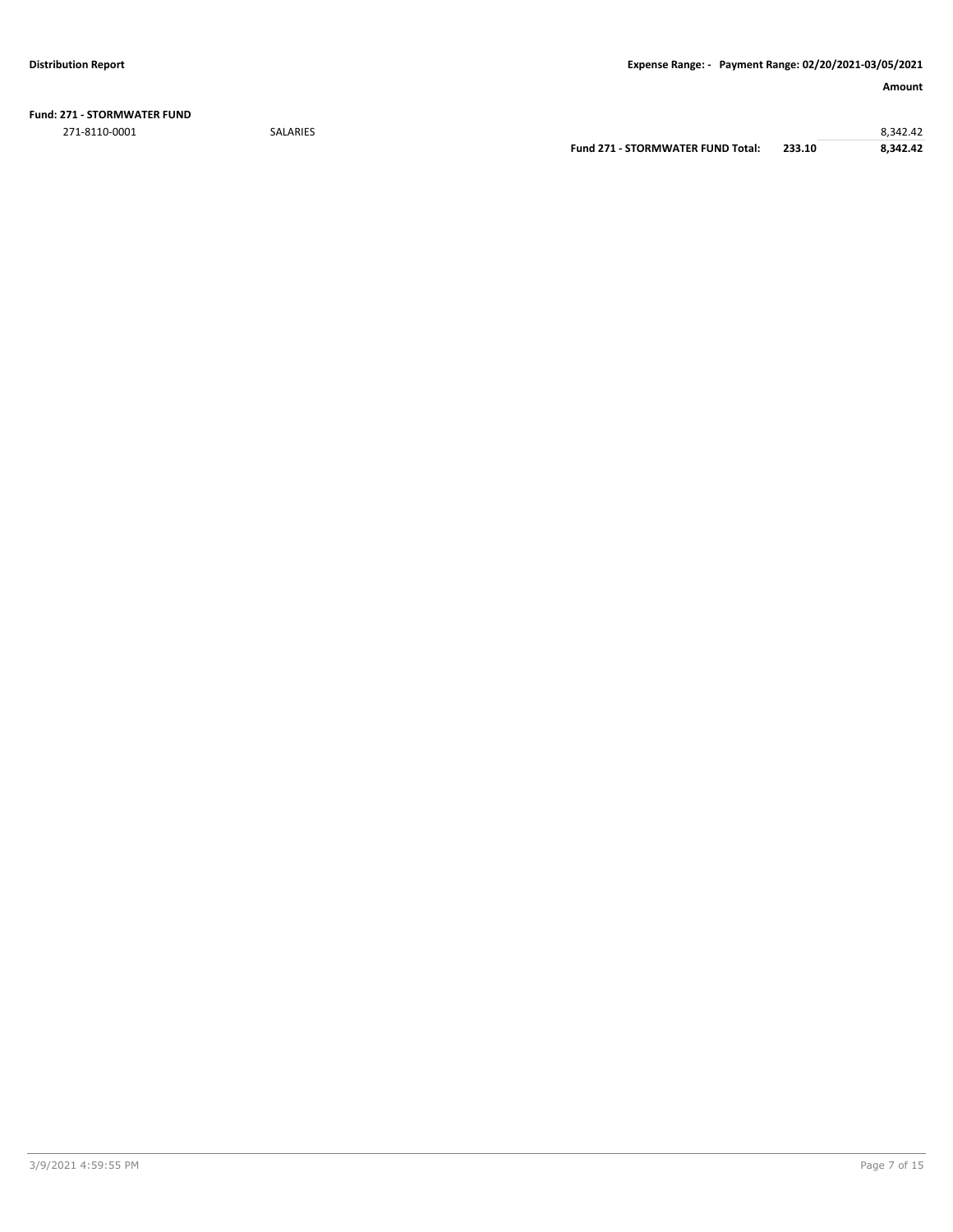**Fund: 271 - STORMWATER FUND**

| | | | | Amount |
|---|---|---|---|---|
| 271-8110-0001 | SALARIES | | | 8,342.42 |
| | | **Fund 271 - STORMWATER FUND Total:** | **233.10** | **8,342.42** |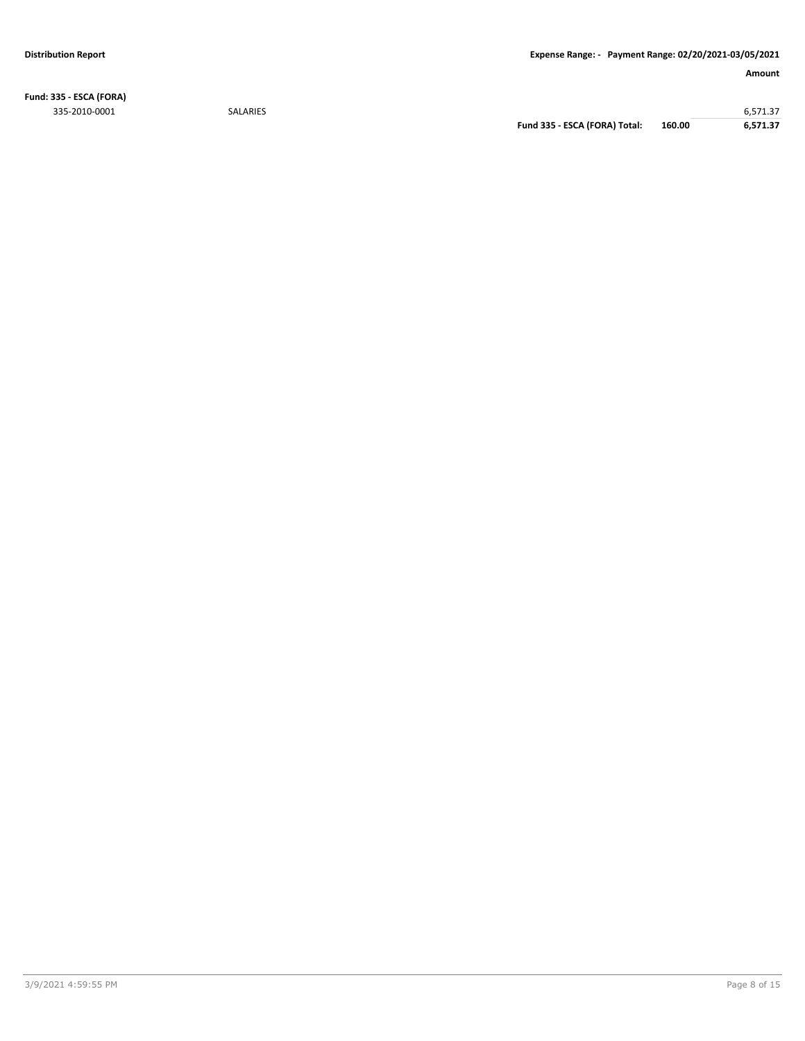**Fund: 335 - ESCA (FORA)**

| | | | | Amount |
|---|---|---|---|---|
| 335-2010-0001 | SALARIES | | | 6,571.37 |
| | | **Fund 335 - ESCA (FORA) Total:** | **160.00** | **6,571.37** |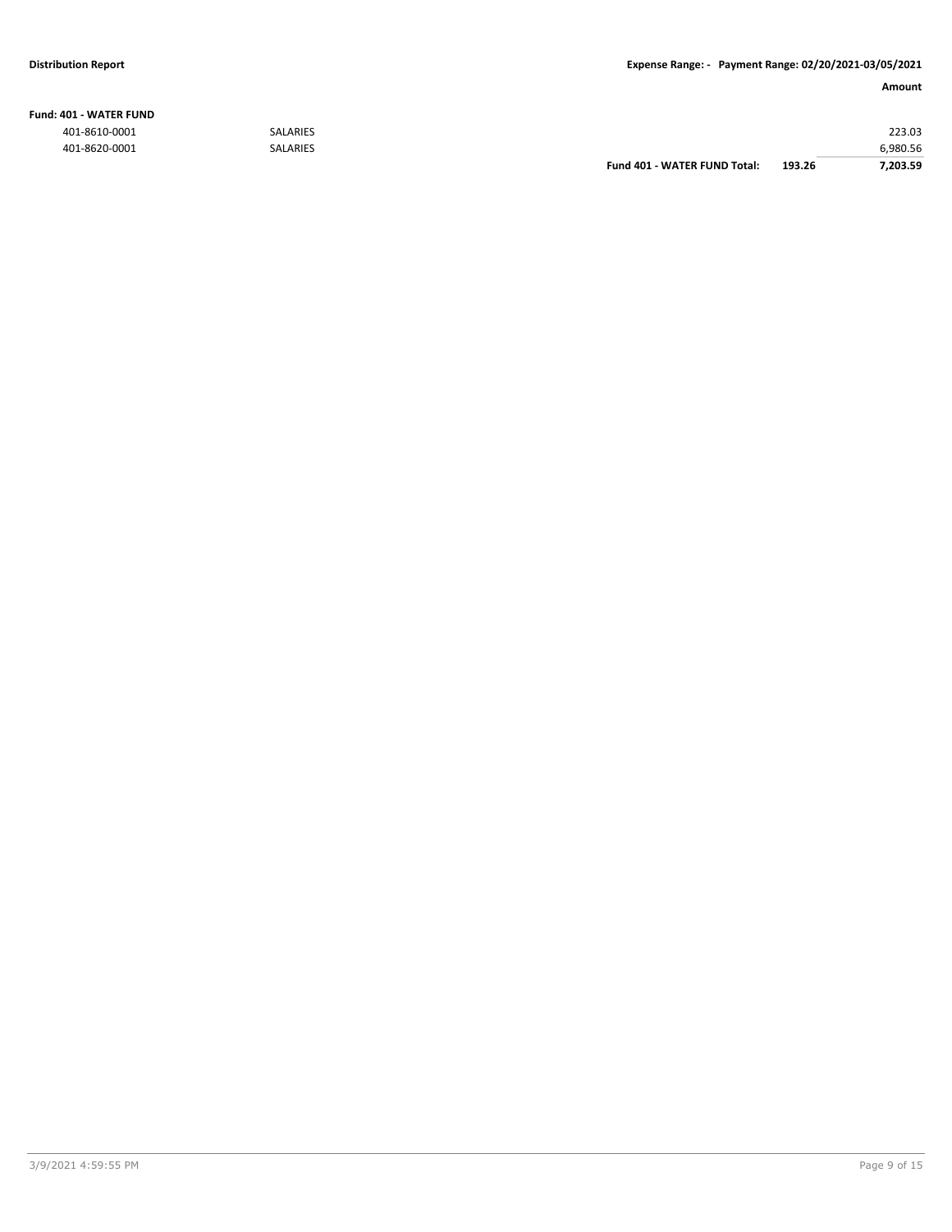**Distribution Report** | **Expense Range: - Payment Range: 02/20/2021-03/05/2021**

| | | | | Amount |
|---|---|---|---|---|
| **Fund: 401 - WATER FUND** | | | | |
| 401-8610-0001 | SALARIES | | | 223.03 |
| 401-8620-0001 | SALARIES | | | 6,980.56 |
| | | **Fund 401 - WATER FUND Total:** | **193.26** | **7,203.59** |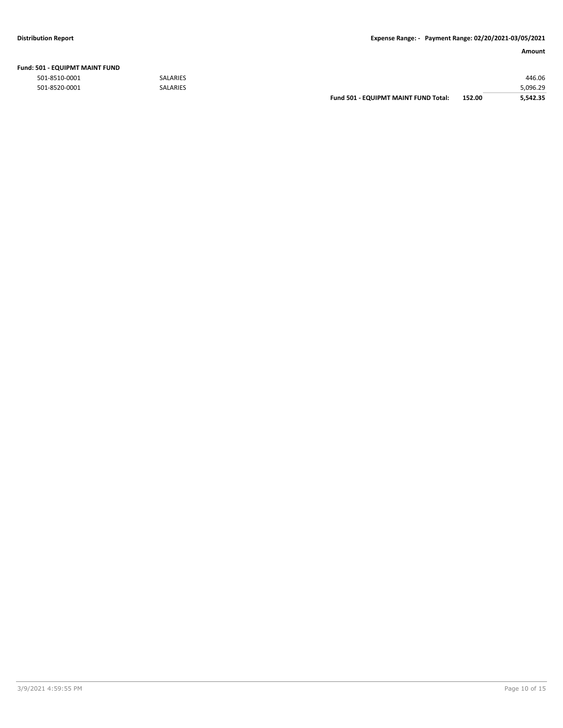**Fund: 501 - EQUIPMT MAINT FUND**

| Account | Description | | | Amount |
|---|---|---|---|---|
| 501-8510-0001 | SALARIES | | | 446.06 |
| 501-8520-0001 | SALARIES | | | 5,096.29 |
| | | **Fund 501 - EQUIPMT MAINT FUND Total:** | **152.00** | **5,542.35** |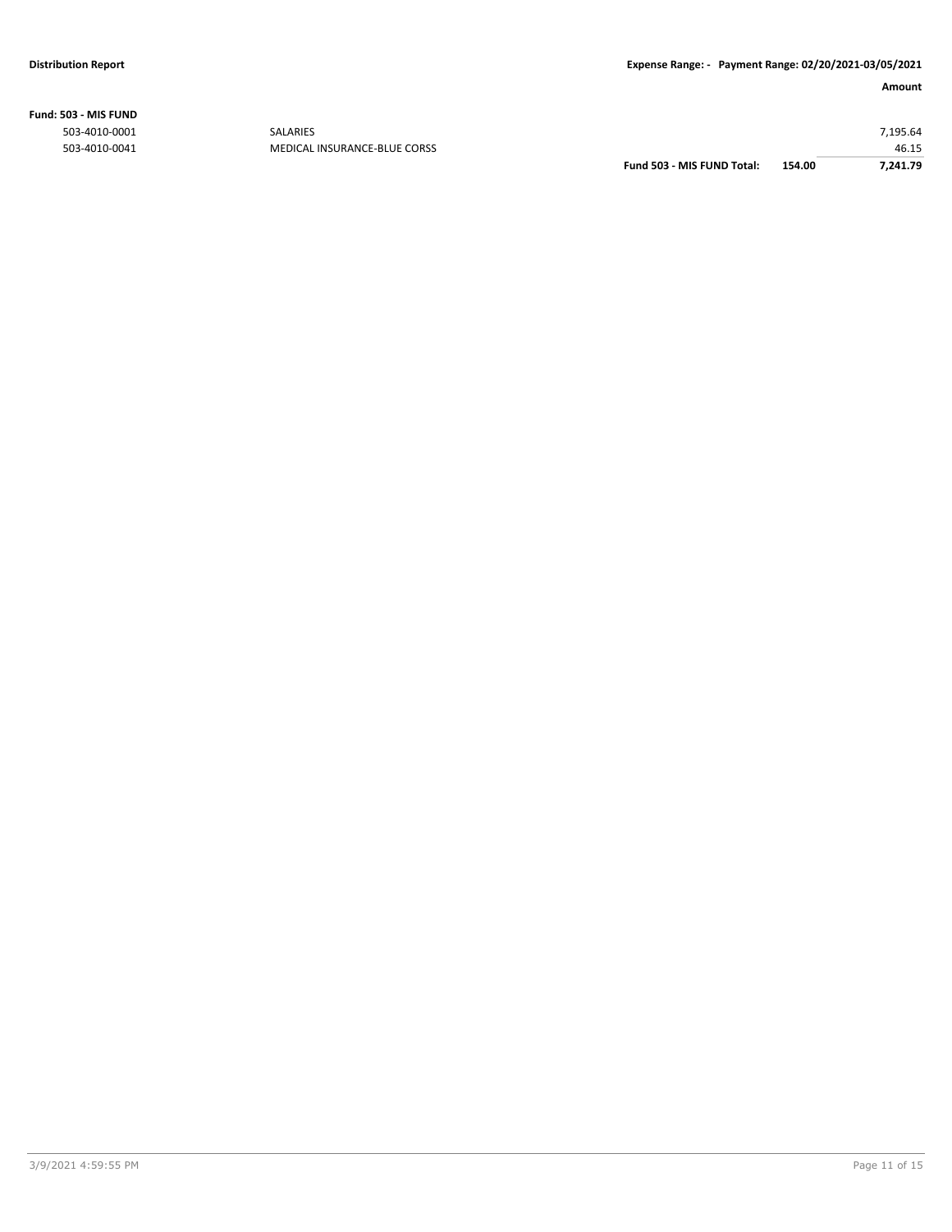**Fund: 503 - MIS FUND**

| Account | Description | | | Amount |
|---|---|---|---|---|
| 503-4010-0001 | SALARIES | | | 7,195.64 |
| 503-4010-0041 | MEDICAL INSURANCE-BLUE CORSS | | | 46.15 |
| | | **Fund 503 - MIS FUND Total:** | **154.00** | **7,241.79** |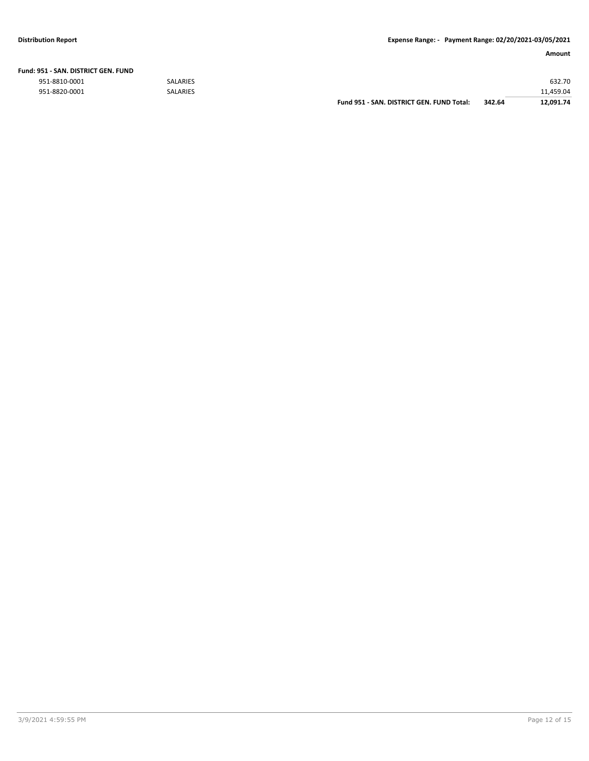**Fund: 951 - SAN. DISTRICT GEN. FUND**

| Account | Description | | | Amount |
|---|---|---|---|---|
| 951-8810-0001 | SALARIES | | | 632.70 |
| 951-8820-0001 | SALARIES | | | 11,459.04 |
| | | **Fund 951 - SAN. DISTRICT GEN. FUND Total:** | **342.64** | **12,091.74** |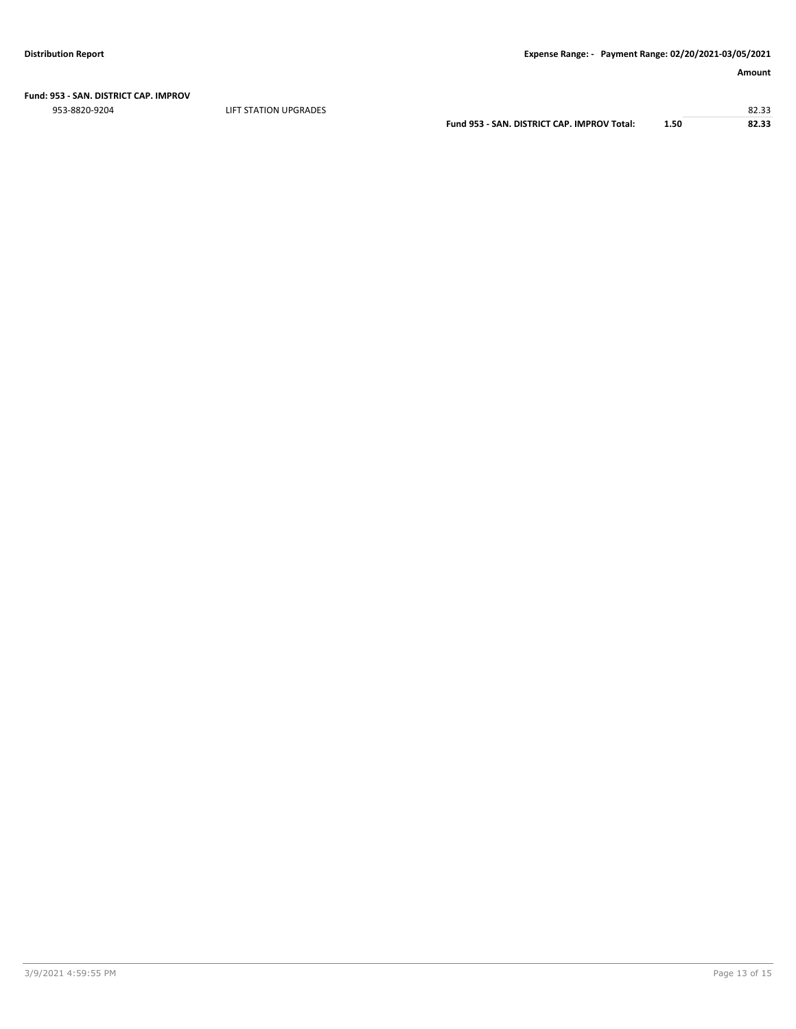**Amount**

**Fund: 953 - SAN. DISTRICT CAP. IMPROV**

| | | | |
|---|---|---|---|
| 953-8820-9204 | LIFT STATION UPGRADES | | 82.33 |
| | **Fund 953 - SAN. DISTRICT CAP. IMPROV Total:** | **1.50** | **82.33** |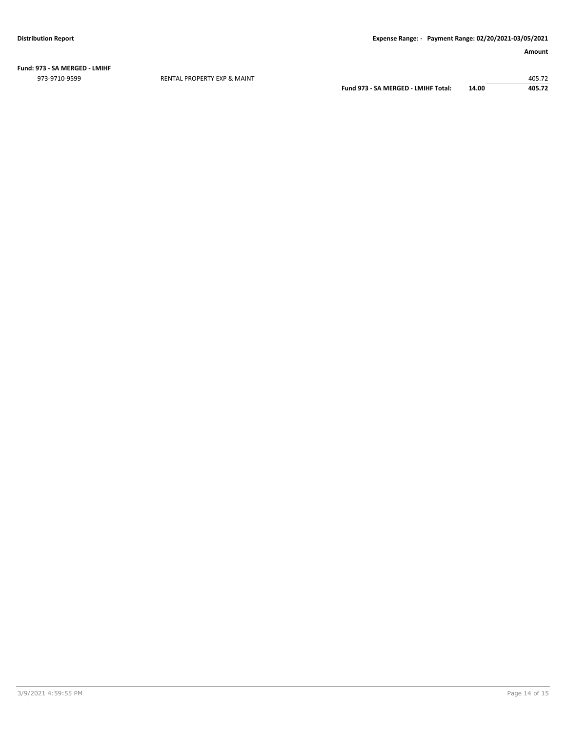**Fund: 973 - SA MERGED - LMIHF**

| | | | Amount |
|---|---|---|---|
| 973-9710-9599 | RENTAL PROPERTY EXP & MAINT | | 405.72 |
| | **Fund 973 - SA MERGED - LMIHF Total:** | **14.00** | **405.72** |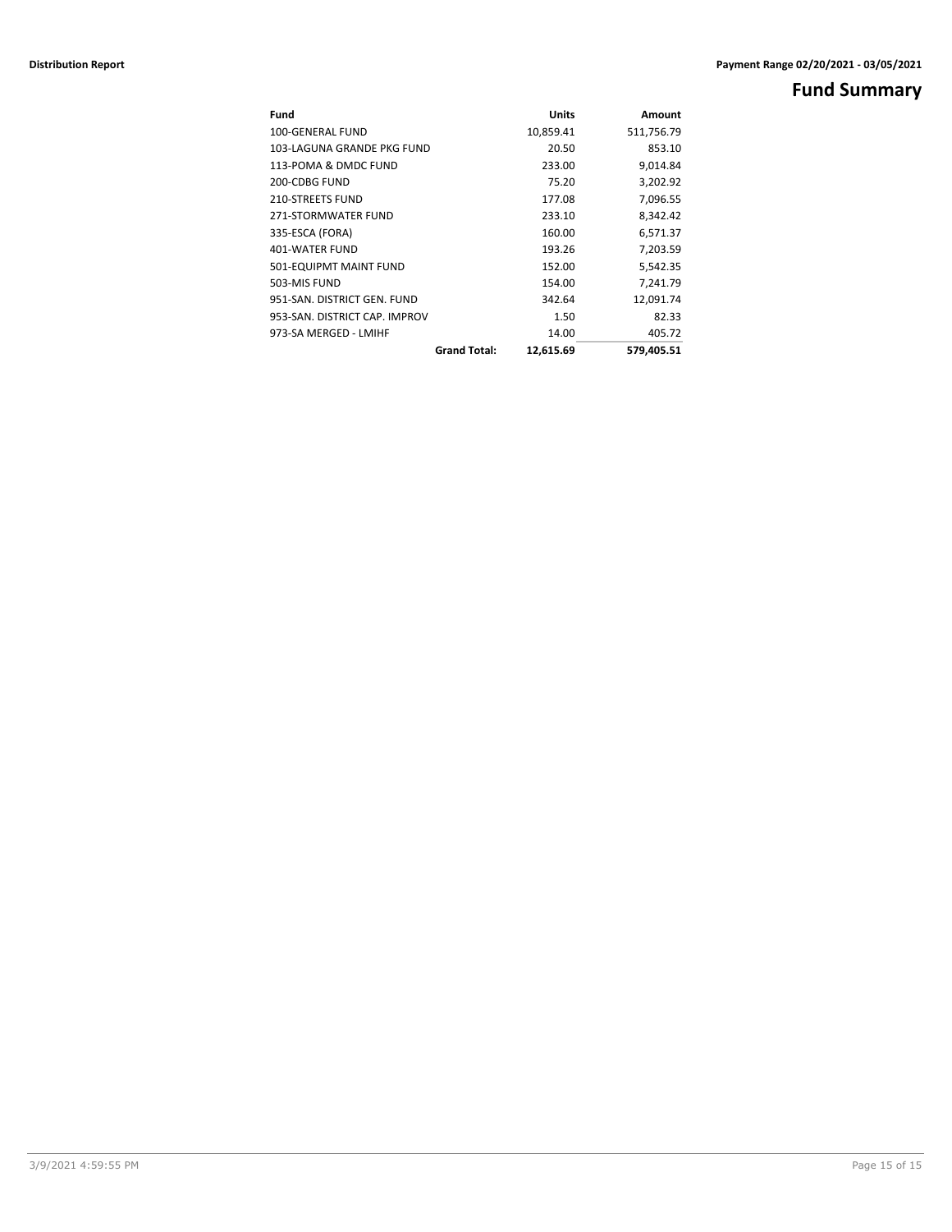# Fund Summary

| Fund | Units | Amount |
| --- | --- | --- |
| 100-GENERAL FUND | 10,859.41 | 511,756.79 |
| 103-LAGUNA GRANDE PKG FUND | 20.50 | 853.10 |
| 113-POMA & DMDC FUND | 233.00 | 9,014.84 |
| 200-CDBG FUND | 75.20 | 3,202.92 |
| 210-STREETS FUND | 177.08 | 7,096.55 |
| 271-STORMWATER FUND | 233.10 | 8,342.42 |
| 335-ESCA (FORA) | 160.00 | 6,571.37 |
| 401-WATER FUND | 193.26 | 7,203.59 |
| 501-EQUIPMT MAINT FUND | 152.00 | 5,542.35 |
| 503-MIS FUND | 154.00 | 7,241.79 |
| 951-SAN. DISTRICT GEN. FUND | 342.64 | 12,091.74 |
| 953-SAN. DISTRICT CAP. IMPROV | 1.50 | 82.33 |
| 973-SA MERGED - LMIHF | 14.00 | 405.72 |
| **Grand Total:** | **12,615.69** | **579,405.51** |